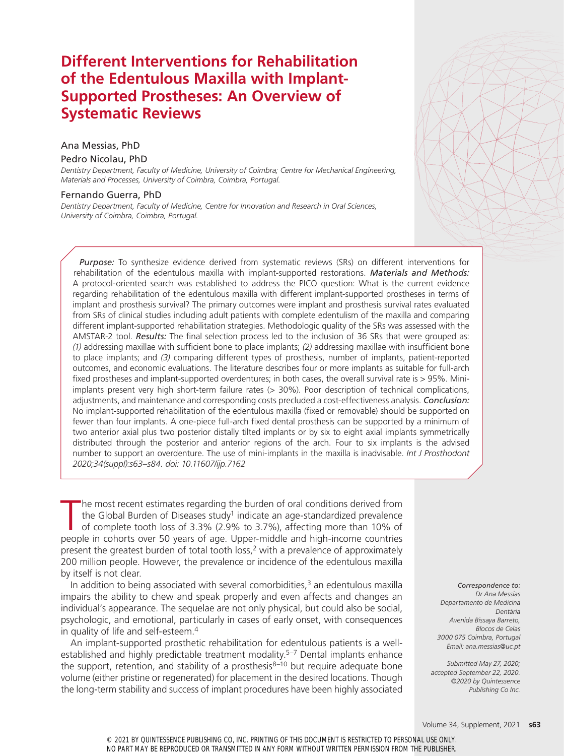# Different Interventions for Rehabilitation of the Edentulous Maxilla with Implant-Supported Prostheses: An Overview of Systematic Reviews

Ana Messias, PhD

Pedro Nicolau, PhD

*Dentistry Department, Faculty of Medicine, University of Coimbra; Centre for Mechanical Engineering, Materials and Processes, University of Coimbra, Coimbra, Portugal.*

Fernando Guerra, PhD

*Dentistry Department, Faculty of Medicine, Centre for Innovation and Research in Oral Sciences, University of Coimbra, Coimbra, Portugal.*

***Purpose:*** To synthesize evidence derived from systematic reviews (SRs) on different interventions for rehabilitation of the edentulous maxilla with implant-supported restorations. ***Materials and Methods:*** A protocol-oriented search was established to address the PICO question: What is the current evidence regarding rehabilitation of the edentulous maxilla with different implant-supported prostheses in terms of implant and prosthesis survival? The primary outcomes were implant and prosthesis survival rates evaluated from SRs of clinical studies including adult patients with complete edentulism of the maxilla and comparing different implant-supported rehabilitation strategies. Methodologic quality of the SRs was assessed with the AMSTAR-2 tool. ***Results:*** The final selection process led to the inclusion of 36 SRs that were grouped as: *(1)* addressing maxillae with sufficient bone to place implants; *(2)* addressing maxillae with insufficient bone to place implants; and *(3)* comparing different types of prosthesis, number of implants, patient-reported outcomes, and economic evaluations. The literature describes four or more implants as suitable for full-arch fixed prostheses and implant-supported overdentures; in both cases, the overall survival rate is > 95%. Mini-implants present very high short-term failure rates (> 30%). Poor description of technical complications, adjustments, and maintenance and corresponding costs precluded a cost-effectiveness analysis. ***Conclusion:*** No implant-supported rehabilitation of the edentulous maxilla (fixed or removable) should be supported on fewer than four implants. A one-piece full-arch fixed dental prosthesis can be supported by a minimum of two anterior axial plus two posterior distally tilted implants or by six to eight axial implants symmetrically distributed through the posterior and anterior regions of the arch. Four to six implants is the advised number to support an overdenture. The use of mini-implants in the maxilla is inadvisable. *Int J Prosthodont 2020;34(suppl):s63–s84. doi: 10.11607/ijp.7162*

The most recent estimates regarding the burden of oral conditions derived from the Global Burden of Diseases study[1] indicate an age-standardized prevalence of complete tooth loss of 3.3% (2.9% to 3.7%), affecting more than 10% of people in cohorts over 50 years of age. Upper-middle and high-income countries present the greatest burden of total tooth loss,[2] with a prevalence of approximately 200 million people. However, the prevalence or incidence of the edentulous maxilla by itself is not clear.

In addition to being associated with several comorbidities,[3] an edentulous maxilla impairs the ability to chew and speak properly and even affects and changes an individual's appearance. The sequelae are not only physical, but could also be social, psychologic, and emotional, particularly in cases of early onset, with consequences in quality of life and self-esteem.[4]

An implant-supported prosthetic rehabilitation for edentulous patients is a well-established and highly predictable treatment modality.[5–7] Dental implants enhance the support, retention, and stability of a prosthesis[8–10] but require adequate bone volume (either pristine or regenerated) for placement in the desired locations. Though the long-term stability and success of implant procedures have been highly associated

*Correspondence to:*
*Dr Ana Messias*
*Departamento de Medicina Dentária*
*Avenida Bissaya Barreto, Blocos de Celas*
*3000 075 Coimbra, Portugal*
*Email: ana.messias@uc.pt*

*Submitted May 27, 2020; accepted September 22, 2020.*
*©2020 by Quintessence Publishing Co Inc.*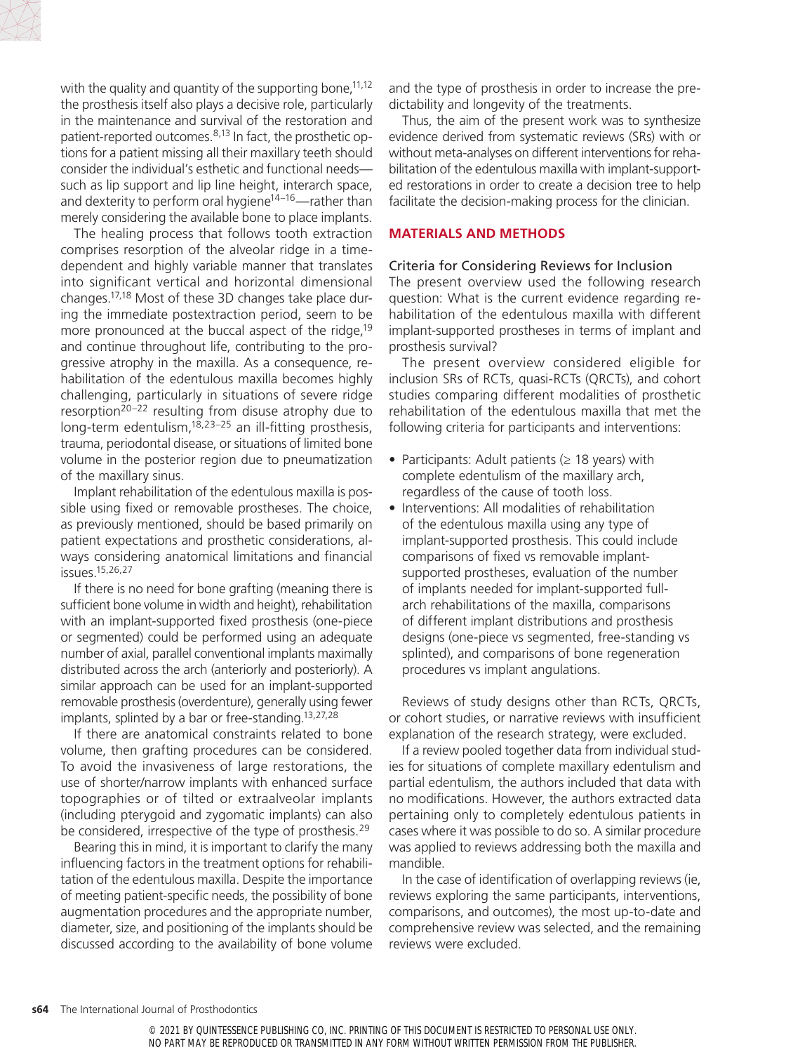with the quality and quantity of the supporting bone,[11,12] the prosthesis itself also plays a decisive role, particularly in the maintenance and survival of the restoration and patient-reported outcomes.[8,13] In fact, the prosthetic options for a patient missing all their maxillary teeth should consider the individual's esthetic and functional needs—such as lip support and lip line height, interarch space, and dexterity to perform oral hygiene[14–16]—rather than merely considering the available bone to place implants.

The healing process that follows tooth extraction comprises resorption of the alveolar ridge in a time-dependent and highly variable manner that translates into significant vertical and horizontal dimensional changes.[17,18] Most of these 3D changes take place during the immediate postextraction period, seem to be more pronounced at the buccal aspect of the ridge,[19] and continue throughout life, contributing to the progressive atrophy in the maxilla. As a consequence, rehabilitation of the edentulous maxilla becomes highly challenging, particularly in situations of severe ridge resorption[20–22] resulting from disuse atrophy due to long-term edentulism,[18,23–25] an ill-fitting prosthesis, trauma, periodontal disease, or situations of limited bone volume in the posterior region due to pneumatization of the maxillary sinus.

Implant rehabilitation of the edentulous maxilla is possible using fixed or removable prostheses. The choice, as previously mentioned, should be based primarily on patient expectations and prosthetic considerations, always considering anatomical limitations and financial issues.[15,26,27]

If there is no need for bone grafting (meaning there is sufficient bone volume in width and height), rehabilitation with an implant-supported fixed prosthesis (one-piece or segmented) could be performed using an adequate number of axial, parallel conventional implants maximally distributed across the arch (anteriorly and posteriorly). A similar approach can be used for an implant-supported removable prosthesis (overdenture), generally using fewer implants, splinted by a bar or free-standing.[13,27,28]

If there are anatomical constraints related to bone volume, then grafting procedures can be considered. To avoid the invasiveness of large restorations, the use of shorter/narrow implants with enhanced surface topographies or of tilted or extraalveolar implants (including pterygoid and zygomatic implants) can also be considered, irrespective of the type of prosthesis.[29]

Bearing this in mind, it is important to clarify the many influencing factors in the treatment options for rehabilitation of the edentulous maxilla. Despite the importance of meeting patient-specific needs, the possibility of bone augmentation procedures and the appropriate number, diameter, size, and positioning of the implants should be discussed according to the availability of bone volume and the type of prosthesis in order to increase the predictability and longevity of the treatments.

Thus, the aim of the present work was to synthesize evidence derived from systematic reviews (SRs) with or without meta-analyses on different interventions for rehabilitation of the edentulous maxilla with implant-supported restorations in order to create a decision tree to help facilitate the decision-making process for the clinician.

## MATERIALS AND METHODS

### Criteria for Considering Reviews for Inclusion

The present overview used the following research question: What is the current evidence regarding rehabilitation of the edentulous maxilla with different implant-supported prostheses in terms of implant and prosthesis survival?

The present overview considered eligible for inclusion SRs of RCTs, quasi-RCTs (QRCTs), and cohort studies comparing different modalities of prosthetic rehabilitation of the edentulous maxilla that met the following criteria for participants and interventions:

- Participants: Adult patients (≥ 18 years) with complete edentulism of the maxillary arch, regardless of the cause of tooth loss.
- Interventions: All modalities of rehabilitation of the edentulous maxilla using any type of implant-supported prosthesis. This could include comparisons of fixed vs removable implant-supported prostheses, evaluation of the number of implants needed for implant-supported full-arch rehabilitations of the maxilla, comparisons of different implant distributions and prosthesis designs (one-piece vs segmented, free-standing vs splinted), and comparisons of bone regeneration procedures vs implant angulations.

Reviews of study designs other than RCTs, QRCTs, or cohort studies, or narrative reviews with insufficient explanation of the research strategy, were excluded.

If a review pooled together data from individual studies for situations of complete maxillary edentulism and partial edentulism, the authors included that data with no modifications. However, the authors extracted data pertaining only to completely edentulous patients in cases where it was possible to do so. A similar procedure was applied to reviews addressing both the maxilla and mandible.

In the case of identification of overlapping reviews (ie, reviews exploring the same participants, interventions, comparisons, and outcomes), the most up-to-date and comprehensive review was selected, and the remaining reviews were excluded.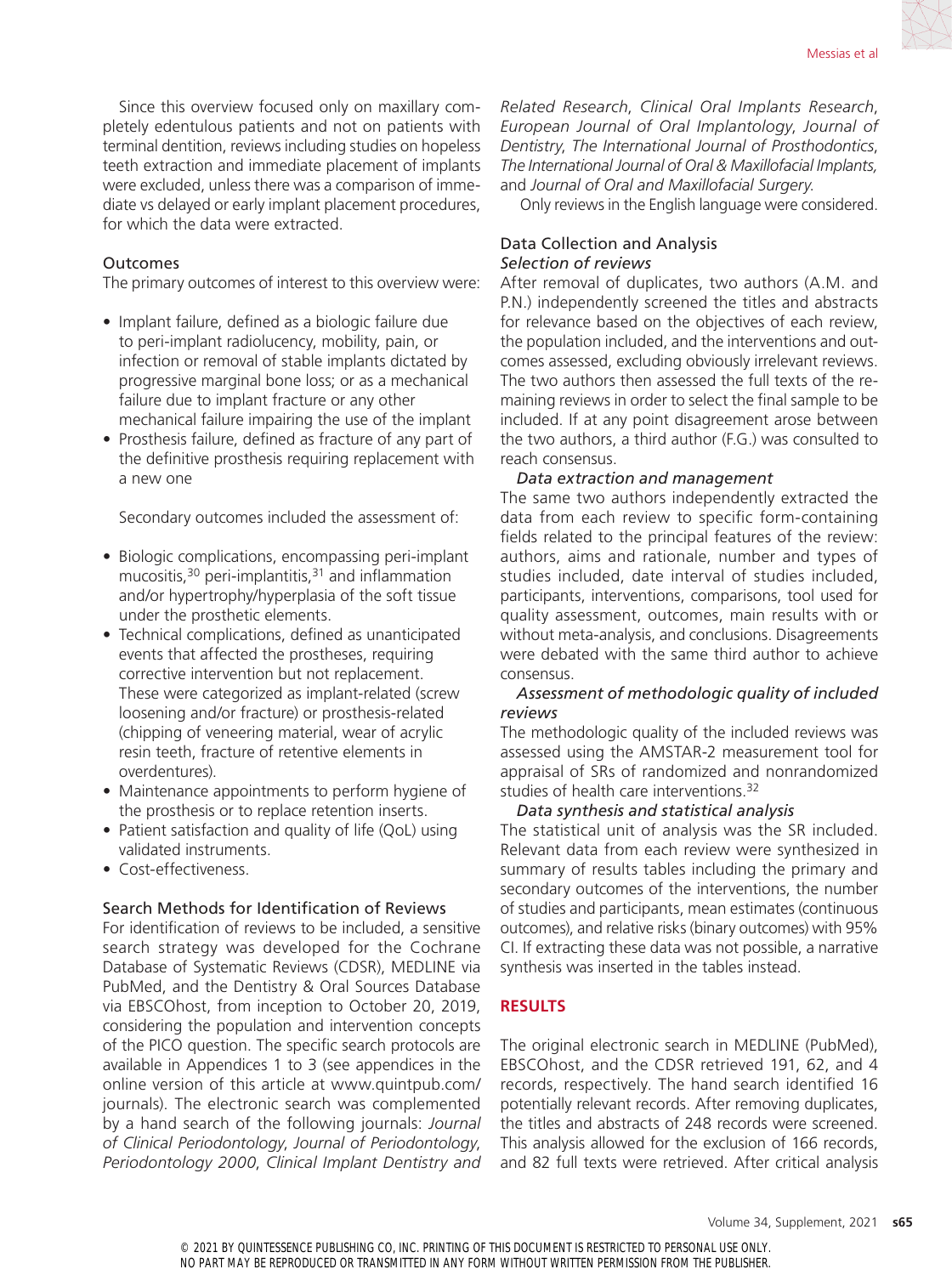Since this overview focused only on maxillary completely edentulous patients and not on patients with terminal dentition, reviews including studies on hopeless teeth extraction and immediate placement of implants were excluded, unless there was a comparison of immediate vs delayed or early implant placement procedures, for which the data were extracted.

### Outcomes

The primary outcomes of interest to this overview were:

- Implant failure, defined as a biologic failure due to peri-implant radiolucency, mobility, pain, or infection or removal of stable implants dictated by progressive marginal bone loss; or as a mechanical failure due to implant fracture or any other mechanical failure impairing the use of the implant
- Prosthesis failure, defined as fracture of any part of the definitive prosthesis requiring replacement with a new one

Secondary outcomes included the assessment of:

- Biologic complications, encompassing peri-implant mucositis,[30] peri-implantitis,[31] and inflammation and/or hypertrophy/hyperplasia of the soft tissue under the prosthetic elements.
- Technical complications, defined as unanticipated events that affected the prostheses, requiring corrective intervention but not replacement. These were categorized as implant-related (screw loosening and/or fracture) or prosthesis-related (chipping of veneering material, wear of acrylic resin teeth, fracture of retentive elements in overdentures).
- Maintenance appointments to perform hygiene of the prosthesis or to replace retention inserts.
- Patient satisfaction and quality of life (QoL) using validated instruments.
- Cost-effectiveness.

### Search Methods for Identification of Reviews

For identification of reviews to be included, a sensitive search strategy was developed for the Cochrane Database of Systematic Reviews (CDSR), MEDLINE via PubMed, and the Dentistry & Oral Sources Database via EBSCOhost, from inception to October 20, 2019, considering the population and intervention concepts of the PICO question. The specific search protocols are available in Appendices 1 to 3 (see appendices in the online version of this article at www.quintpub.com/journals). The electronic search was complemented by a hand search of the following journals: *Journal of Clinical Periodontology*, *Journal of Periodontology*, *Periodontology 2000*, *Clinical Implant Dentistry and Related Research*, *Clinical Oral Implants Research*, *European Journal of Oral Implantology*, *Journal of Dentistry*, *The International Journal of Prosthodontics*, *The International Journal of Oral & Maxillofacial Implants*, and *Journal of Oral and Maxillofacial Surgery*.

Only reviews in the English language were considered.

### Data Collection and Analysis

#### *Selection of reviews*

After removal of duplicates, two authors (A.M. and P.N.) independently screened the titles and abstracts for relevance based on the objectives of each review, the population included, and the interventions and outcomes assessed, excluding obviously irrelevant reviews. The two authors then assessed the full texts of the remaining reviews in order to select the final sample to be included. If at any point disagreement arose between the two authors, a third author (F.G.) was consulted to reach consensus.

#### *Data extraction and management*

The same two authors independently extracted the data from each review to specific form-containing fields related to the principal features of the review: authors, aims and rationale, number and types of studies included, date interval of studies included, participants, interventions, comparisons, tool used for quality assessment, outcomes, main results with or without meta-analysis, and conclusions. Disagreements were debated with the same third author to achieve consensus.

#### *Assessment of methodologic quality of included reviews*

The methodologic quality of the included reviews was assessed using the AMSTAR-2 measurement tool for appraisal of SRs of randomized and nonrandomized studies of health care interventions.[32]

#### *Data synthesis and statistical analysis*

The statistical unit of analysis was the SR included. Relevant data from each review were synthesized in summary of results tables including the primary and secondary outcomes of the interventions, the number of studies and participants, mean estimates (continuous outcomes), and relative risks (binary outcomes) with 95% CI. If extracting these data was not possible, a narrative synthesis was inserted in the tables instead.

## RESULTS

The original electronic search in MEDLINE (PubMed), EBSCOhost, and the CDSR retrieved 191, 62, and 4 records, respectively. The hand search identified 16 potentially relevant records. After removing duplicates, the titles and abstracts of 248 records were screened. This analysis allowed for the exclusion of 166 records, and 82 full texts were retrieved. After critical analysis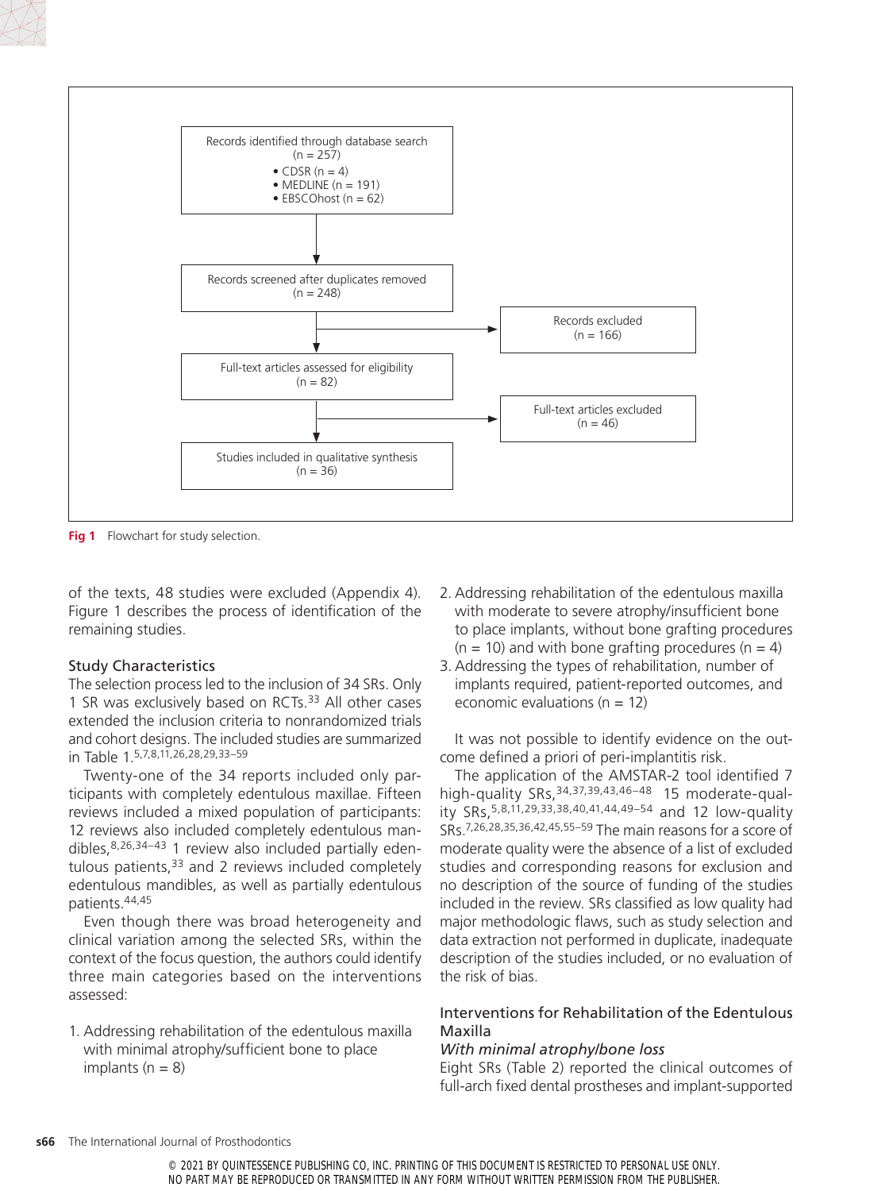Records identified through database search (n = 257)
- CDSR (n = 4)
- MEDLINE (n = 191)
- EBSCOhost (n = 62)

Records screened after duplicates removed (n = 248)

Records excluded (n = 166)

Full-text articles assessed for eligibility (n = 82)

Full-text articles excluded (n = 46)

Studies included in qualitative synthesis (n = 36)

**Fig 1** Flowchart for study selection.

of the texts, 48 studies were excluded (Appendix 4). Figure 1 describes the process of identification of the remaining studies.

### Study Characteristics

The selection process led to the inclusion of 34 SRs. Only 1 SR was exclusively based on RCTs.[33] All other cases extended the inclusion criteria to nonrandomized trials and cohort designs. The included studies are summarized in Table 1.[5,7,8,11,26,28,29,33–59]

Twenty-one of the 34 reports included only participants with completely edentulous maxillae. Fifteen reviews included a mixed population of participants: 12 reviews also included completely edentulous mandibles,[8,26,34–43] 1 review also included partially edentulous patients,[33] and 2 reviews included completely edentulous mandibles, as well as partially edentulous patients.[44,45]

Even though there was broad heterogeneity and clinical variation among the selected SRs, within the context of the focus question, the authors could identify three main categories based on the interventions assessed:

1. Addressing rehabilitation of the edentulous maxilla with minimal atrophy/sufficient bone to place implants (n = 8)
2. Addressing rehabilitation of the edentulous maxilla with moderate to severe atrophy/insufficient bone to place implants, without bone grafting procedures (n = 10) and with bone grafting procedures (n = 4)
3. Addressing the types of rehabilitation, number of implants required, patient-reported outcomes, and economic evaluations (n = 12)

It was not possible to identify evidence on the outcome defined a priori of peri-implantitis risk.

The application of the AMSTAR-2 tool identified 7 high-quality SRs,[34,37,39,43,46–48] 15 moderate-quality SRs,[5,8,11,29,33,38,40,41,44,49–54] and 12 low-quality SRs.[7,26,28,35,36,42,45,55–59] The main reasons for a score of moderate quality were the absence of a list of excluded studies and corresponding reasons for exclusion and no description of the source of funding of the studies included in the review. SRs classified as low quality had major methodologic flaws, such as study selection and data extraction not performed in duplicate, inadequate description of the studies included, or no evaluation of the risk of bias.

### Interventions for Rehabilitation of the Edentulous Maxilla

#### *With minimal atrophy/bone loss*

Eight SRs (Table 2) reported the clinical outcomes of full-arch fixed dental prostheses and implant-supported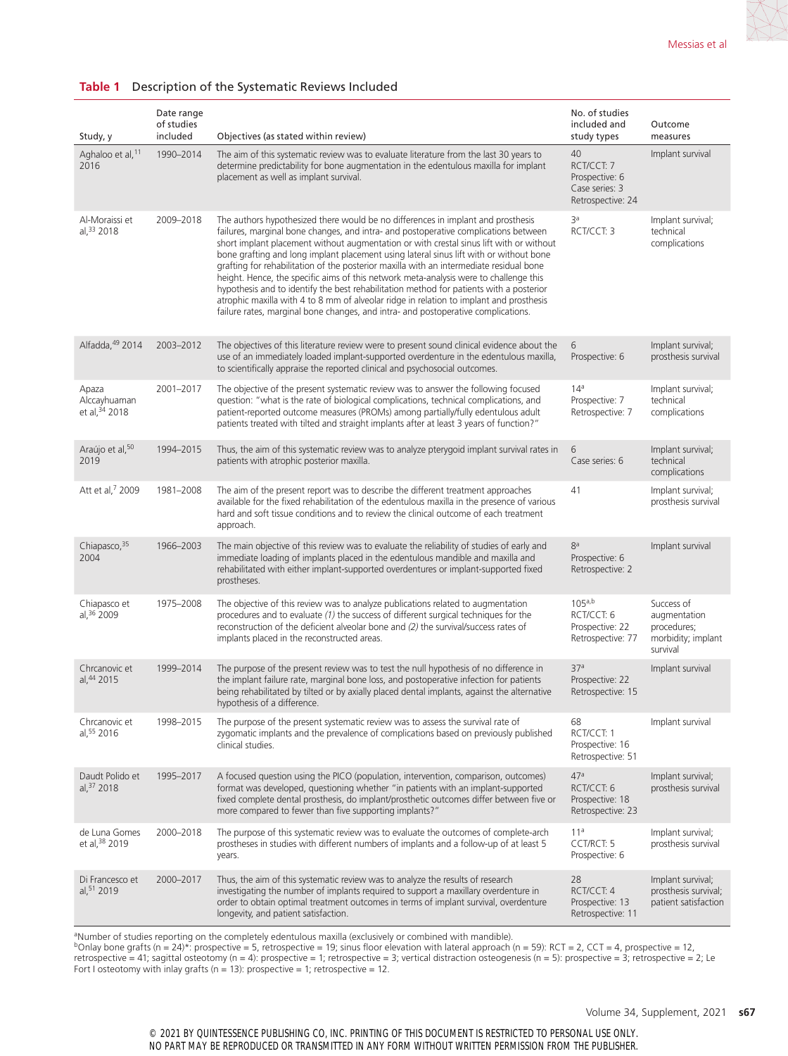**Table 1** Description of the Systematic Reviews Included

| Study, y | Date range of studies included | Objectives (as stated within review) | No. of studies included and study types | Outcome measures |
|---|---|---|---|---|
| Aghaloo et al,[11] 2016 | 1990–2014 | The aim of this systematic review was to evaluate literature from the last 30 years to determine predictability for bone augmentation in the edentulous maxilla for implant placement as well as implant survival. | 40<br>RCT/CCT: 7<br>Prospective: 6<br>Case series: 3<br>Retrospective: 24 | Implant survival |
| Al-Moraissi et al,[33] 2018 | 2009–2018 | The authors hypothesized there would be no differences in implant and prosthesis failures, marginal bone changes, and intra- and postoperative complications between short implant placement without augmentation or with crestal sinus lift with or without bone grafting and long implant placement using lateral sinus lift with or without bone grafting for rehabilitation of the posterior maxilla with an intermediate residual bone height. Hence, the specific aims of this network meta-analysis were to challenge this hypothesis and to identify the best rehabilitation method for patients with a posterior atrophic maxilla with 4 to 8 mm of alveolar ridge in relation to implant and prosthesis failure rates, marginal bone changes, and intra- and postoperative complications. | 3[a]<br>RCT/CCT: 3 | Implant survival; technical complications |
| Alfadda,[49] 2014 | 2003–2012 | The objectives of this literature review were to present sound clinical evidence about the use of an immediately loaded implant-supported overdenture in the edentulous maxilla, to scientifically appraise the reported clinical and psychosocial outcomes. | 6<br>Prospective: 6 | Implant survival; prosthesis survival |
| Apaza Alccayhuaman et al,[34] 2018 | 2001–2017 | The objective of the present systematic review was to answer the following focused question: "what is the rate of biological complications, technical complications, and patient-reported outcome measures (PROMs) among partially/fully edentulous adult patients treated with tilted and straight implants after at least 3 years of function?" | 14[a]<br>Prospective: 7<br>Retrospective: 7 | Implant survival; technical complications |
| Araújo et al,[50] 2019 | 1994–2015 | Thus, the aim of this systematic review was to analyze pterygoid implant survival rates in patients with atrophic posterior maxilla. | 6<br>Case series: 6 | Implant survival; technical complications |
| Att et al,[7] 2009 | 1981–2008 | The aim of the present report was to describe the different treatment approaches available for the fixed rehabilitation of the edentulous maxilla in the presence of various hard and soft tissue conditions and to review the clinical outcome of each treatment approach. | 41 | Implant survival; prosthesis survival |
| Chiapasco,[35] 2004 | 1966–2003 | The main objective of this review was to evaluate the reliability of studies of early and immediate loading of implants placed in the edentulous mandible and maxilla and rehabilitated with either implant-supported overdentures or implant-supported fixed prostheses. | 8[a]<br>Prospective: 6<br>Retrospective: 2 | Implant survival |
| Chiapasco et al,[36] 2009 | 1975–2008 | The objective of this review was to analyze publications related to augmentation procedures and to evaluate *(1)* the success of different surgical techniques for the reconstruction of the deficient alveolar bone and *(2)* the survival/success rates of implants placed in the reconstructed areas. | 105[a,b]<br>RCT/CCT: 6<br>Prospective: 22<br>Retrospective: 77 | Success of augmentation procedures; morbidity; implant survival |
| Chrcanovic et al,[44] 2015 | 1999–2014 | The purpose of the present review was to test the null hypothesis of no difference in the implant failure rate, marginal bone loss, and postoperative infection for patients being rehabilitated by tilted or by axially placed dental implants, against the alternative hypothesis of a difference. | 37[a]<br>Prospective: 22<br>Retrospective: 15 | Implant survival |
| Chrcanovic et al,[55] 2016 | 1998–2015 | The purpose of the present systematic review was to assess the survival rate of zygomatic implants and the prevalence of complications based on previously published clinical studies. | 68<br>RCT/CCT: 1<br>Prospective: 16<br>Retrospective: 51 | Implant survival |
| Daudt Polido et al,[37] 2018 | 1995–2017 | A focused question using the PICO (population, intervention, comparison, outcomes) format was developed, questioning whether "in patients with an implant-supported fixed complete dental prosthesis, do implant/prosthetic outcomes differ between five or more compared to fewer than five supporting implants?" | 47[a]<br>RCT/CCT: 6<br>Prospective: 18<br>Retrospective: 23 | Implant survival; prosthesis survival |
| de Luna Gomes et al,[38] 2019 | 2000–2018 | The purpose of this systematic review was to evaluate the outcomes of complete-arch prostheses in studies with different numbers of implants and a follow-up of at least 5 years. | 11[a]<br>CCT/RCT: 5<br>Prospective: 6 | Implant survival; prosthesis survival |
| Di Francesco et al,[51] 2019 | 2000–2017 | Thus, the aim of this systematic review was to analyze the results of research investigating the number of implants required to support a maxillary overdenture in order to obtain optimal treatment outcomes in terms of implant survival, overdenture longevity, and patient satisfaction. | 28<br>RCT/CCT: 4<br>Prospective: 13<br>Retrospective: 11 | Implant survival; prosthesis survival; patient satisfaction |

[a]Number of studies reporting on the completely edentulous maxilla (exclusively or combined with mandible).
[b]Onlay bone grafts (n = 24)*: prospective = 5, retrospective = 19; sinus floor elevation with lateral approach (n = 59): RCT = 2, CCT = 4, prospective = 12, retrospective = 41; sagittal osteotomy (n = 4): prospective = 1; retrospective = 3; vertical distraction osteogenesis (n = 5): prospective = 3; retrospective = 2; Le Fort I osteotomy with inlay grafts (n = 13): prospective = 1; retrospective = 12.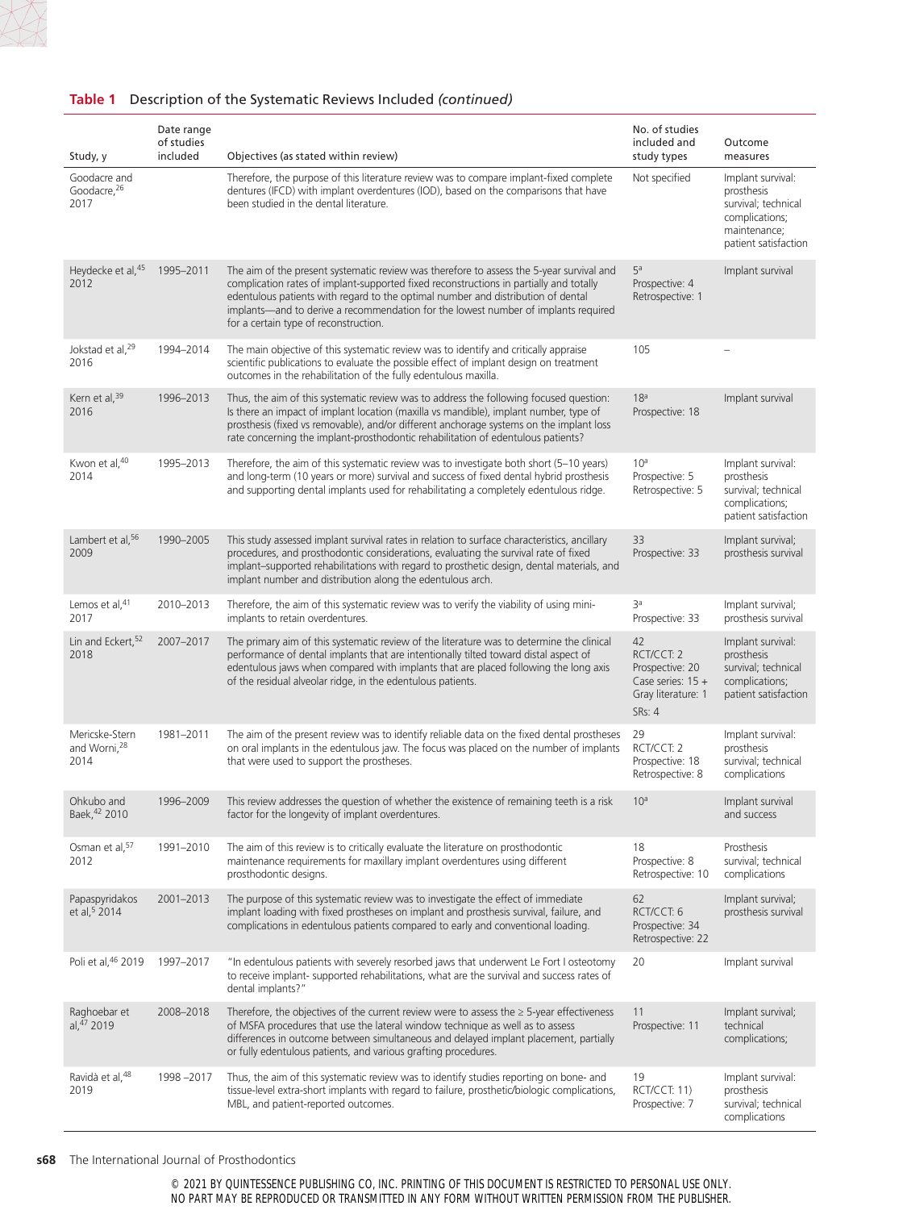**Table 1** Description of the Systematic Reviews Included *(continued)*

| Study, y | Date range of studies included | Objectives (as stated within review) | No. of studies included and study types | Outcome measures |
|---|---|---|---|---|
| Goodacre and Goodacre,[26] 2017 | | Therefore, the purpose of this literature review was to compare implant-fixed complete dentures (IFCD) with implant overdentures (IOD), based on the comparisons that have been studied in the dental literature. | Not specified | Implant survival: prosthesis survival; technical complications; maintenance; patient satisfaction |
| Heydecke et al,[45] 2012 | 1995–2011 | The aim of the present systematic review was therefore to assess the 5-year survival and complication rates of implant-supported fixed reconstructions in partially and totally edentulous patients with regard to the optimal number and distribution of dental implants—and to derive a recommendation for the lowest number of implants required for a certain type of reconstruction. | 5[a] Prospective: 4 Retrospective: 1 | Implant survival |
| Jokstad et al,[29] 2016 | 1994–2014 | The main objective of this systematic review was to identify and critically appraise scientific publications to evaluate the possible effect of implant design on treatment outcomes in the rehabilitation of the fully edentulous maxilla. | 105 | – |
| Kern et al,[39] 2016 | 1996–2013 | Thus, the aim of this systematic review was to address the following focused question: Is there an impact of implant location (maxilla vs mandible), implant number, type of prosthesis (fixed vs removable), and/or different anchorage systems on the implant loss rate concerning the implant-prosthodontic rehabilitation of edentulous patients? | 18[a] Prospective: 18 | Implant survival |
| Kwon et al,[40] 2014 | 1995–2013 | Therefore, the aim of this systematic review was to investigate both short (5–10 years) and long-term (10 years or more) survival and success of fixed dental hybrid prosthesis and supporting dental implants used for rehabilitating a completely edentulous ridge. | 10[a] Prospective: 5 Retrospective: 5 | Implant survival: prosthesis survival; technical complications; patient satisfaction |
| Lambert et al,[56] 2009 | 1990–2005 | This study assessed implant survival rates in relation to surface characteristics, ancillary procedures, and prosthodontic considerations, evaluating the survival rate of fixed implant–supported rehabilitations with regard to prosthetic design, dental materials, and implant number and distribution along the edentulous arch. | 33 Prospective: 33 | Implant survival; prosthesis survival |
| Lemos et al,[41] 2017 | 2010–2013 | Therefore, the aim of this systematic review was to verify the viability of using mini-implants to retain overdentures. | 3[a] Prospective: 33 | Implant survival; prosthesis survival |
| Lin and Eckert,[52] 2018 | 2007–2017 | The primary aim of this systematic review of the literature was to determine the clinical performance of dental implants that are intentionally tilted toward distal aspect of edentulous jaws when compared with implants that are placed following the long axis of the residual alveolar ridge, in the edentulous patients. | 42 RCT/CCT: 2 Prospective: 20 Case series: 15 + Gray literature: 1 SRs: 4 | Implant survival: prosthesis survival; technical complications; patient satisfaction |
| Mericske-Stern and Worni,[28] 2014 | 1981–2011 | The aim of the present review was to identify reliable data on the fixed dental prostheses on oral implants in the edentulous jaw. The focus was placed on the number of implants that were used to support the prostheses. | 29 RCT/CCT: 2 Prospective: 18 Retrospective: 8 | Implant survival: prosthesis survival; technical complications |
| Ohkubo and Baek,[42] 2010 | 1996–2009 | This review addresses the question of whether the existence of remaining teeth is a risk factor for the longevity of implant overdentures. | 10[a] | Implant survival and success |
| Osman et al,[57] 2012 | 1991–2010 | The aim of this review is to critically evaluate the literature on prosthodontic maintenance requirements for maxillary implant overdentures using different prosthodontic designs. | 18 Prospective: 8 Retrospective: 10 | Prosthesis survival; technical complications |
| Papaspyridakos et al,[5] 2014 | 2001–2013 | The purpose of this systematic review was to investigate the effect of immediate implant loading with fixed prostheses on implant and prosthesis survival, failure, and complications in edentulous patients compared to early and conventional loading. | 62 RCT/CCT: 6 Prospective: 34 Retrospective: 22 | Implant survival; prosthesis survival |
| Poli et al,[46] 2019 | 1997–2017 | "In edentulous patients with severely resorbed jaws that underwent Le Fort I osteotomy to receive implant- supported rehabilitations, what are the survival and success rates of dental implants?" | 20 | Implant survival |
| Raghoebar et al,[47] 2019 | 2008–2018 | Therefore, the objectives of the current review were to assess the ≥ 5-year effectiveness of MSFA procedures that use the lateral window technique as well as to assess differences in outcome between simultaneous and delayed implant placement, partially or fully edentulous patients, and various grafting procedures. | 11 Prospective: 11 | Implant survival; technical complications; |
| Ravidà et al,[48] 2019 | 1998 –2017 | Thus, the aim of this systematic review was to identify studies reporting on bone- and tissue-level extra-short implants with regard to failure, prosthetic/biologic complications, MBL, and patient-reported outcomes. | 19 RCT/CCT: 11) Prospective: 7 | Implant survival: prosthesis survival; technical complications |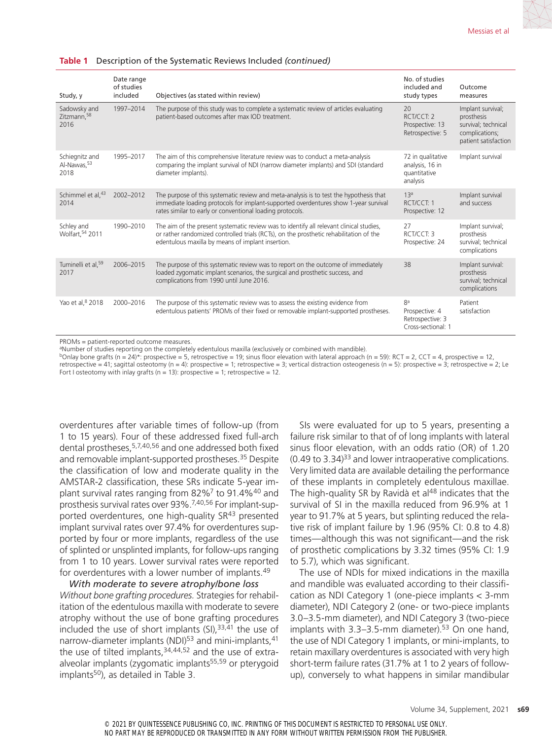**Table 1** Description of the Systematic Reviews Included *(continued)*

| Study, y | Date range of studies included | Objectives (as stated within review) | No. of studies included and study types | Outcome measures |
|---|---|---|---|---|
| Sadowsky and Zitzmann,[58] 2016 | 1997–2014 | The purpose of this study was to complete a systematic review of articles evaluating patient-based outcomes after max IOD treatment. | 20<br>RCT/CCT: 2<br>Prospective: 13<br>Retrospective: 5 | Implant survival; prosthesis survival; technical complications; patient satisfaction |
| Schiegnitz and Al-Nawas,[53] 2018 | 1995–2017 | The aim of this comprehensive literature review was to conduct a meta-analysis comparing the implant survival of NDI (narrow diameter implants) and SDI (standard diameter implants). | 72 in qualitative analysis, 16 in quantitative analysis | Implant survival |
| Schimmel et al,[43] 2014 | 2002–2012 | The purpose of this systematic review and meta-analysis is to test the hypothesis that immediate loading protocols for implant-supported overdentures show 1-year survival rates similar to early or conventional loading protocols. | 13[a]<br>RCT/CCT: 1<br>Prospective: 12 | Implant survival and success |
| Schley and Wolfart,[54] 2011 | 1990–2010 | The aim of the present systematic review was to identify all relevant clinical studies, or rather randomized controlled trials (RCTs), on the prosthetic rehabilitation of the edentulous maxilla by means of implant insertion. | 27<br>RCT/CCT: 3<br>Prospective: 24 | Implant survival; prosthesis survival; technical complications |
| Tuminelli et al,[59] 2017 | 2006–2015 | The purpose of this systematic review was to report on the outcome of immediately loaded zygomatic implant scenarios, the surgical and prosthetic success, and complications from 1990 until June 2016. | 38 | Implant survival: prosthesis survival; technical complications |
| Yao et al,[8] 2018 | 2000–2016 | The purpose of this systematic review was to assess the existing evidence from edentulous patients' PROMs of their fixed or removable implant-supported prostheses. | 8[a]<br>Prospective: 4<br>Retrospective: 3<br>Cross-sectional: 1 | Patient satisfaction |

PROMs = patient-reported outcome measures.
[a]Number of studies reporting on the completely edentulous maxilla (exclusively or combined with mandible).
[b]Onlay bone grafts (n = 24)*: prospective = 5, retrospective = 19; sinus floor elevation with lateral approach (n = 59): RCT = 2, CCT = 4, prospective = 12, retrospective = 41; sagittal osteotomy (n = 4): prospective = 1; retrospective = 3; vertical distraction osteogenesis (n = 5): prospective = 3; retrospective = 2; Le Fort I osteotomy with inlay grafts (n = 13): prospective = 1; retrospective = 12.

overdentures after variable times of follow-up (from 1 to 15 years). Four of these addressed fixed full-arch dental prostheses,[5,7,40,56] and one addressed both fixed and removable implant-supported prostheses.[35] Despite the classification of low and moderate quality in the AMSTAR-2 classification, these SRs indicate 5-year implant survival rates ranging from 82%[7] to 91.4%[40] and prosthesis survival rates over 93%.[7,40,56] For implant-supported overdentures, one high-quality SR[43] presented implant survival rates over 97.4% for overdentures supported by four or more implants, regardless of the use of splinted or unsplinted implants, for follow-ups ranging from 1 to 10 years. Lower survival rates were reported for overdentures with a lower number of implants.[49]

*With moderate to severe atrophy/bone loss*

*Without bone grafting procedures.* Strategies for rehabilitation of the edentulous maxilla with moderate to severe atrophy without the use of bone grafting procedures included the use of short implants (SI),[33,41] the use of narrow-diameter implants (NDI)[53] and mini-implants,[41] the use of tilted implants,[34,44,52] and the use of extra-alveolar implants (zygomatic implants[55,59] or pterygoid implants[50]), as detailed in Table 3.

SIs were evaluated for up to 5 years, presenting a failure risk similar to that of of long implants with lateral sinus floor elevation, with an odds ratio (OR) of 1.20 (0.49 to 3.34)[33] and lower intraoperative complications. Very limited data are available detailing the performance of these implants in completely edentulous maxillae. The high-quality SR by Ravidà et al[48] indicates that the survival of SI in the maxilla reduced from 96.9% at 1 year to 91.7% at 5 years, but splinting reduced the relative risk of implant failure by 1.96 (95% CI: 0.8 to 4.8) times—although this was not significant—and the risk of prosthetic complications by 3.32 times (95% CI: 1.9 to 5.7), which was significant.

The use of NDIs for mixed indications in the maxilla and mandible was evaluated according to their classification as NDI Category 1 (one-piece implants < 3-mm diameter), NDI Category 2 (one- or two-piece implants 3.0–3.5-mm diameter), and NDI Category 3 (two-piece implants with 3.3–3.5-mm diameter).[53] On one hand, the use of NDI Category 1 implants, or mini-implants, to retain maxillary overdentures is associated with very high short-term failure rates (31.7% at 1 to 2 years of follow-up), conversely to what happens in similar mandibular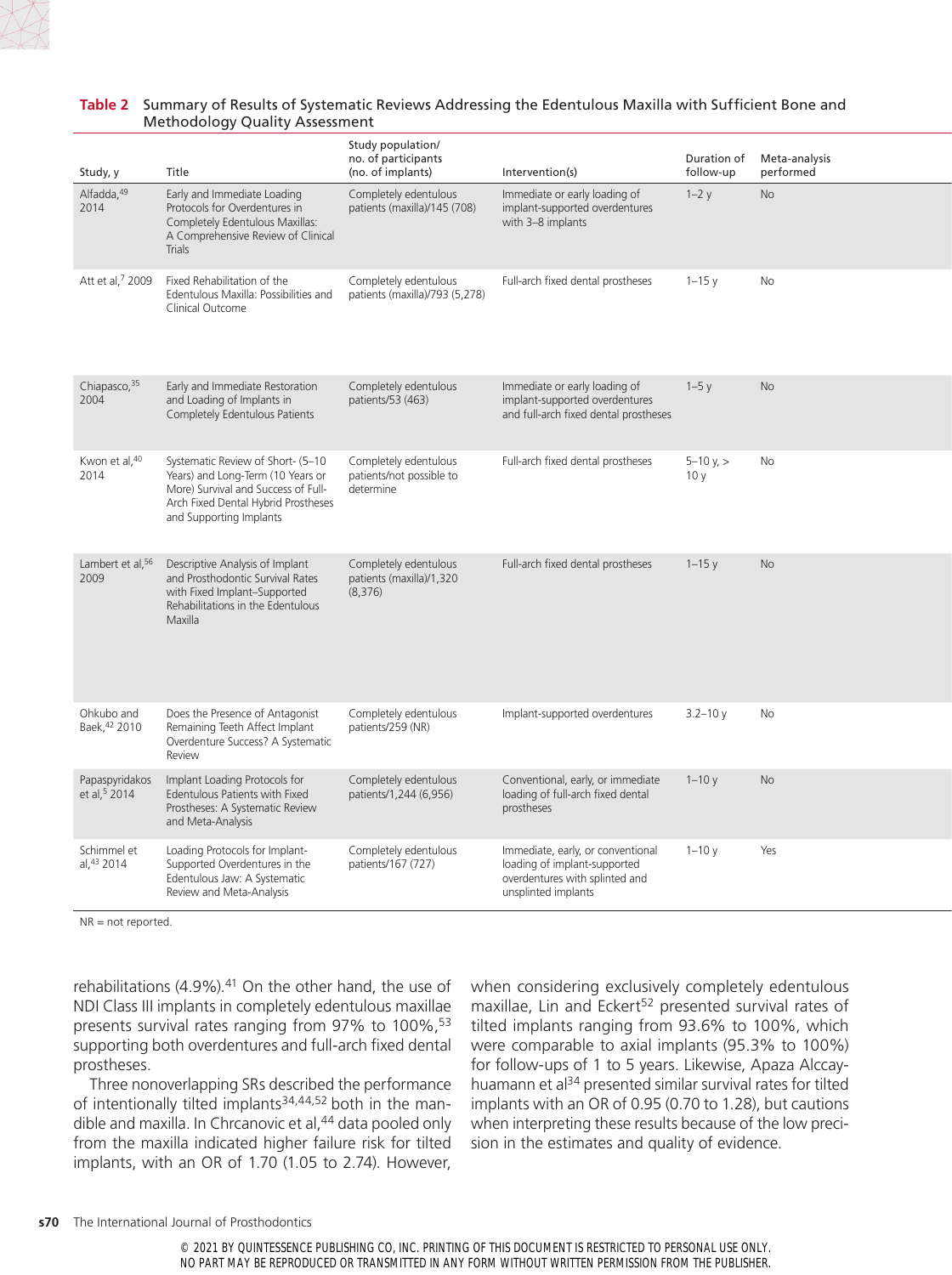**Table 2** Summary of Results of Systematic Reviews Addressing the Edentulous Maxilla with Sufficient Bone and Methodology Quality Assessment

| Study, y | Title | Study population/ no. of participants (no. of implants) | Intervention(s) | Duration of follow-up | Meta-analysis performed |
|---|---|---|---|---|---|
| Alfadda,[49] 2014 | Early and Immediate Loading Protocols for Overdentures in Completely Edentulous Maxillas: A Comprehensive Review of Clinical Trials | Completely edentulous patients (maxilla)/145 (708) | Immediate or early loading of implant-supported overdentures with 3–8 implants | 1–2 y | No |
| Att et al,[7] 2009 | Fixed Rehabilitation of the Edentulous Maxilla: Possibilities and Clinical Outcome | Completely edentulous patients (maxilla)/793 (5,278) | Full-arch fixed dental prostheses | 1–15 y | No |
| Chiapasco,[35] 2004 | Early and Immediate Restoration and Loading of Implants in Completely Edentulous Patients | Completely edentulous patients/53 (463) | Immediate or early loading of implant-supported overdentures and full-arch fixed dental prostheses | 1–5 y | No |
| Kwon et al,[40] 2014 | Systematic Review of Short- (5–10 Years) and Long-Term (10 Years or More) Survival and Success of Full-Arch Fixed Dental Hybrid Prostheses and Supporting Implants | Completely edentulous patients/not possible to determine | Full-arch fixed dental prostheses | 5–10 y, > 10 y | No |
| Lambert et al,[56] 2009 | Descriptive Analysis of Implant and Prosthodontic Survival Rates with Fixed Implant–Supported Rehabilitations in the Edentulous Maxilla | Completely edentulous patients (maxilla)/1,320 (8,376) | Full-arch fixed dental prostheses | 1–15 y | No |
| Ohkubo and Baek,[42] 2010 | Does the Presence of Antagonist Remaining Teeth Affect Implant Overdenture Success? A Systematic Review | Completely edentulous patients/259 (NR) | Implant-supported overdentures | 3.2–10 y | No |
| Papaspyridakos et al,[5] 2014 | Implant Loading Protocols for Edentulous Patients with Fixed Prostheses: A Systematic Review and Meta-Analysis | Completely edentulous patients/1,244 (6,956) | Conventional, early, or immediate loading of full-arch fixed dental prostheses | 1–10 y | No |
| Schimmel et al,[43] 2014 | Loading Protocols for Implant-Supported Overdentures in the Edentulous Jaw: A Systematic Review and Meta-Analysis | Completely edentulous patients/167 (727) | Immediate, early, or conventional loading of implant-supported overdentures with splinted and unsplinted implants | 1–10 y | Yes |

NR = not reported.

rehabilitations (4.9%).[41] On the other hand, the use of NDI Class III implants in completely edentulous maxillae presents survival rates ranging from 97% to 100%,[53] supporting both overdentures and full-arch fixed dental prostheses.

Three nonoverlapping SRs described the performance of intentionally tilted implants[34,44,52] both in the mandible and maxilla. In Chrcanovic et al,[44] data pooled only from the maxilla indicated higher failure risk for tilted implants, with an OR of 1.70 (1.05 to 2.74). However, when considering exclusively completely edentulous maxillae, Lin and Eckert[52] presented survival rates of tilted implants ranging from 93.6% to 100%, which were comparable to axial implants (95.3% to 100%) for follow-ups of 1 to 5 years. Likewise, Apaza Alccayhuamann et al[34] presented similar survival rates for tilted implants with an OR of 0.95 (0.70 to 1.28), but cautions when interpreting these results because of the low precision in the estimates and quality of evidence.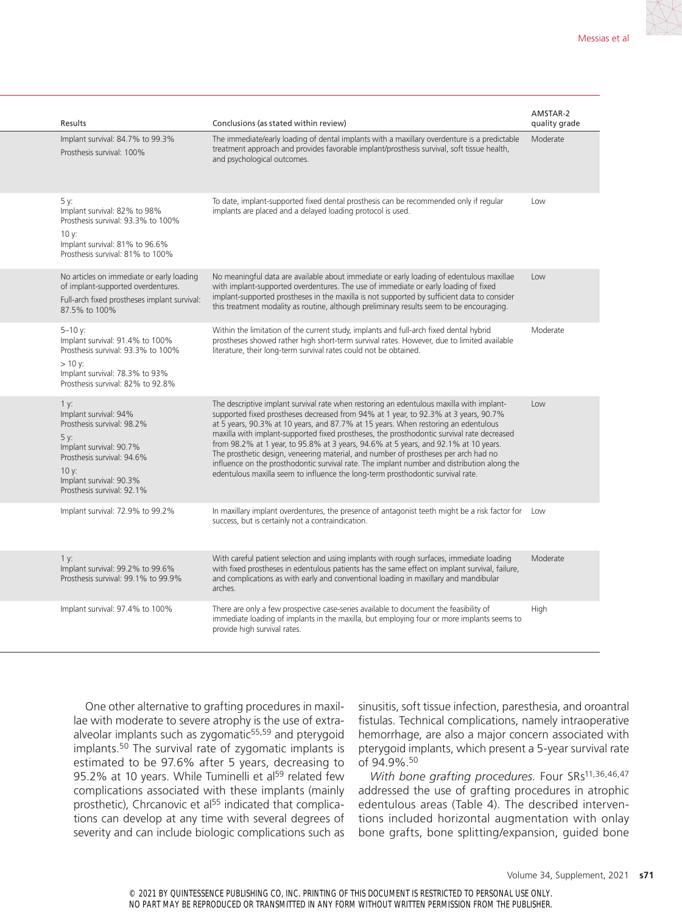| Results | Conclusions (as stated within review) | AMSTAR-2 quality grade |
|---|---|---|
| Implant survival: 84.7% to 99.3%<br>Prosthesis survival: 100% | The immediate/early loading of dental implants with a maxillary overdenture is a predictable treatment approach and provides favorable implant/prosthesis survival, soft tissue health, and psychological outcomes. | Moderate |
| 5 y:<br>Implant survival: 82% to 98%<br>Prosthesis survival: 93.3% to 100%<br>10 y:<br>Implant survival: 81% to 96.6%<br>Prosthesis survival: 81% to 100% | To date, implant-supported fixed dental prosthesis can be recommended only if regular implants are placed and a delayed loading protocol is used. | Low |
| No articles on immediate or early loading of implant-supported overdentures.<br>Full-arch fixed prostheses implant survival: 87.5% to 100% | No meaningful data are available about immediate or early loading of edentulous maxillae with implant-supported overdentures. The use of immediate or early loading of fixed implant-supported prostheses in the maxilla is not supported by sufficient data to consider this treatment modality as routine, although preliminary results seem to be encouraging. | Low |
| 5–10 y:<br>Implant survival: 91.4% to 100%<br>Prosthesis survival: 93.3% to 100%<br>> 10 y:<br>Implant survival: 78.3% to 93%<br>Prosthesis survival: 82% to 92.8% | Within the limitation of the current study, implants and full-arch fixed dental hybrid prostheses showed rather high short-term survival rates. However, due to limited available literature, their long-term survival rates could not be obtained. | Moderate |
| 1 y:<br>Implant survival: 94%<br>Prosthesis survival: 98.2%<br>5 y:<br>Implant survival: 90.7%<br>Prosthesis survival: 94.6%<br>10 y:<br>Implant survival: 90.3%<br>Prosthesis survival: 92.1% | The descriptive implant survival rate when restoring an edentulous maxilla with implant-supported fixed prostheses decreased from 94% at 1 year, to 92.3% at 3 years, 90.7% at 5 years, 90.3% at 10 years, and 87.7% at 15 years. When restoring an edentulous maxilla with implant-supported fixed prostheses, the prosthodontic survival rate decreased from 98.2% at 1 year, to 95.8% at 3 years, 94.6% at 5 years, and 92.1% at 10 years. The prosthetic design, veneering material, and number of prostheses per arch had no influence on the prosthodontic survival rate. The implant number and distribution along the edentulous maxilla seem to influence the long-term prosthodontic survival rate. | Low |
| Implant survival: 72.9% to 99.2% | In maxillary implant overdentures, the presence of antagonist teeth might be a risk factor for success, but is certainly not a contraindication. | Low |
| 1 y:<br>Implant survival: 99.2% to 99.6%<br>Prosthesis survival: 99.1% to 99.9% | With careful patient selection and using implants with rough surfaces, immediate loading with fixed prostheses in edentulous patients has the same effect on implant survival, failure, and complications as with early and conventional loading in maxillary and mandibular arches. | Moderate |
| Implant survival: 97.4% to 100% | There are only a few prospective case-series available to document the feasibility of immediate loading of implants in the maxilla, but employing four or more implants seems to provide high survival rates. | High |

One other alternative to grafting procedures in maxillae with moderate to severe atrophy is the use of extra-alveolar implants such as zygomatic[55,59] and pterygoid implants.[50] The survival rate of zygomatic implants is estimated to be 97.6% after 5 years, decreasing to 95.2% at 10 years. While Tuminelli et al[59] related few complications associated with these implants (mainly prosthetic), Chrcanovic et al[55] indicated that complications can develop at any time with several degrees of severity and can include biologic complications such as sinusitis, soft tissue infection, paresthesia, and oroantral fistulas. Technical complications, namely intraoperative hemorrhage, are also a major concern associated with pterygoid implants, which present a 5-year survival rate of 94.9%.[50]

*With bone grafting procedures.* Four SRs[11,36,46,47] addressed the use of grafting procedures in atrophic edentulous areas (Table 4). The described interventions included horizontal augmentation with onlay bone grafts, bone splitting/expansion, guided bone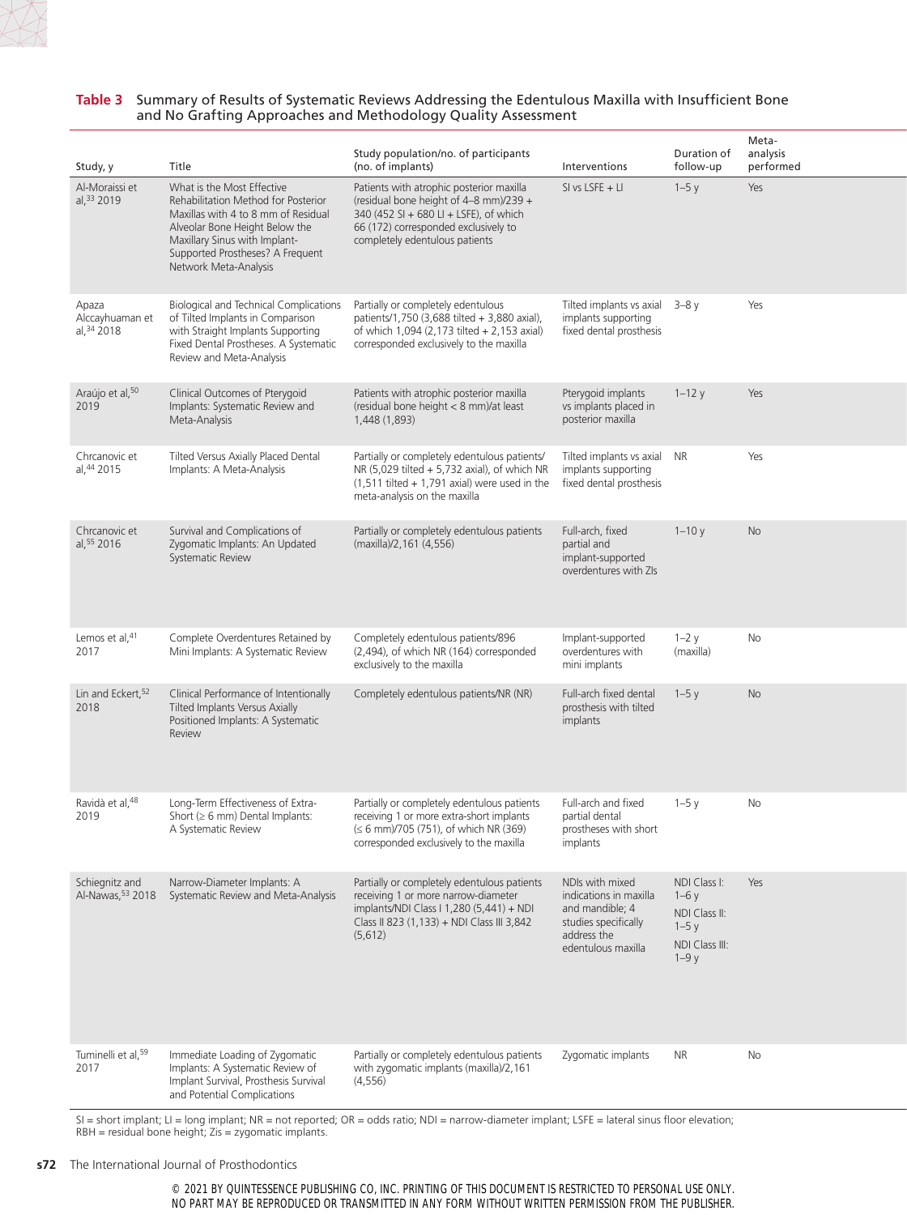**Table 3** Summary of Results of Systematic Reviews Addressing the Edentulous Maxilla with Insufficient Bone and No Grafting Approaches and Methodology Quality Assessment

| Study, y | Title | Study population/no. of participants (no. of implants) | Interventions | Duration of follow-up | Meta-analysis performed |
|---|---|---|---|---|---|
| Al-Moraissi et al,[33] 2019 | What is the Most Effective Rehabilitation Method for Posterior Maxillas with 4 to 8 mm of Residual Alveolar Bone Height Below the Maxillary Sinus with Implant-Supported Prostheses? A Frequent Network Meta-Analysis | Patients with atrophic posterior maxilla (residual bone height of 4–8 mm)/239 + 340 (452 SI + 680 LI + LSFE), of which 66 (172) corresponded exclusively to completely edentulous patients | SI vs LSFE + LI | 1–5 y | Yes |
| Apaza Alccayhuaman et al,[34] 2018 | Biological and Technical Complications of Tilted Implants in Comparison with Straight Implants Supporting Fixed Dental Prostheses. A Systematic Review and Meta-Analysis | Partially or completely edentulous patients/1,750 (3,688 tilted + 3,880 axial), of which 1,094 (2,173 tilted + 2,153 axial) corresponded exclusively to the maxilla | Tilted implants vs axial implants supporting fixed dental prosthesis | 3–8 y | Yes |
| Araújo et al,[50] 2019 | Clinical Outcomes of Pterygoid Implants: Systematic Review and Meta-Analysis | Patients with atrophic posterior maxilla (residual bone height < 8 mm)/at least 1,448 (1,893) | Pterygoid implants vs implants placed in posterior maxilla | 1–12 y | Yes |
| Chrcanovic et al,[44] 2015 | Tilted Versus Axially Placed Dental Implants: A Meta-Analysis | Partially or completely edentulous patients/ NR (5,029 tilted + 5,732 axial), of which NR (1,511 tilted + 1,791 axial) were used in the meta-analysis on the maxilla | Tilted implants vs axial implants supporting fixed dental prosthesis | NR | Yes |
| Chrcanovic et al,[55] 2016 | Survival and Complications of Zygomatic Implants: An Updated Systematic Review | Partially or completely edentulous patients (maxilla)/2,161 (4,556) | Full-arch, fixed partial and implant-supported overdentures with ZIs | 1–10 y | No |
| Lemos et al,[41] 2017 | Complete Overdentures Retained by Mini Implants: A Systematic Review | Completely edentulous patients/896 (2,494), of which NR (164) corresponded exclusively to the maxilla | Implant-supported overdentures with mini implants | 1–2 y (maxilla) | No |
| Lin and Eckert,[52] 2018 | Clinical Performance of Intentionally Tilted Implants Versus Axially Positioned Implants: A Systematic Review | Completely edentulous patients/NR (NR) | Full-arch fixed dental prosthesis with tilted implants | 1–5 y | No |
| Ravidà et al,[48] 2019 | Long-Term Effectiveness of Extra-Short (≥ 6 mm) Dental Implants: A Systematic Review | Partially or completely edentulous patients receiving 1 or more extra-short implants (≤ 6 mm)/705 (751), of which NR (369) corresponded exclusively to the maxilla | Full-arch and fixed partial dental prostheses with short implants | 1–5 y | No |
| Schiegnitz and Al-Nawas,[53] 2018 | Narrow-Diameter Implants: A Systematic Review and Meta-Analysis | Partially or completely edentulous patients receiving 1 or more narrow-diameter implants/NDI Class I 1,280 (5,441) + NDI Class II 823 (1,133) + NDI Class III 3,842 (5,612) | NDIs with mixed indications in maxilla and mandible; 4 studies specifically address the edentulous maxilla | NDI Class I: 1–6 y; NDI Class II: 1–5 y; NDI Class III: 1–9 y | Yes |
| Tuminelli et al,[59] 2017 | Immediate Loading of Zygomatic Implants: A Systematic Review of Implant Survival, Prosthesis Survival and Potential Complications | Partially or completely edentulous patients with zygomatic implants (maxilla)/2,161 (4,556) | Zygomatic implants | NR | No |

SI = short implant; LI = long implant; NR = not reported; OR = odds ratio; NDI = narrow-diameter implant; LSFE = lateral sinus floor elevation; RBH = residual bone height; Zis = zygomatic implants.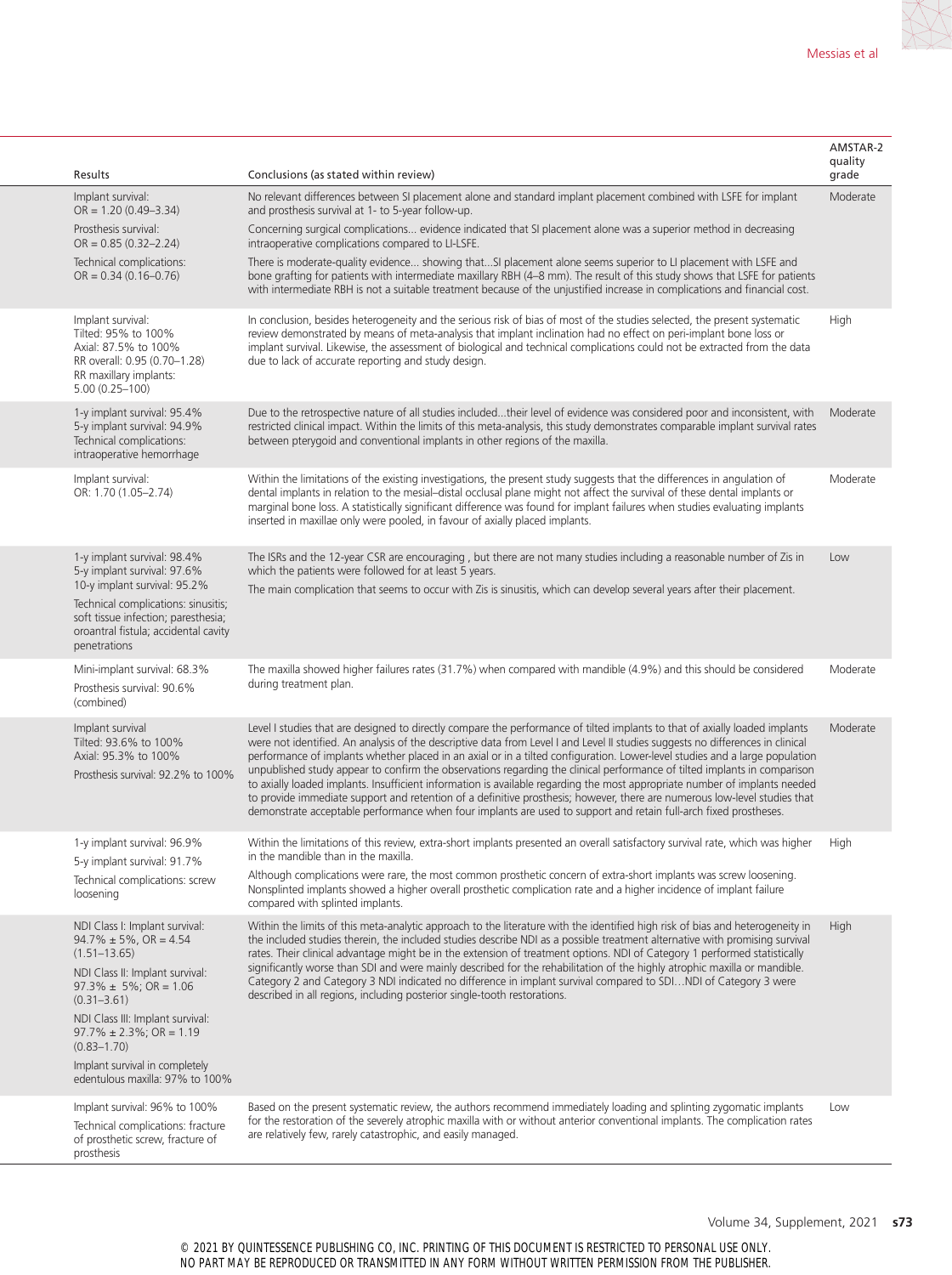| Results | Conclusions (as stated within review) | AMSTAR-2 quality grade |
|---|---|---|
| Implant survival: OR = 1.20 (0.49–3.34)<br>Prosthesis survival: OR = 0.85 (0.32–2.24)<br>Technical complications: OR = 0.34 (0.16–0.76) | No relevant differences between SI placement alone and standard implant placement combined with LSFE for implant and prosthesis survival at 1- to 5-year follow-up.<br>Concerning surgical complications... evidence indicated that SI placement alone was a superior method in decreasing intraoperative complications compared to LI-LSFE.<br>There is moderate-quality evidence... showing that...SI placement alone seems superior to LI placement with LSFE and bone grafting for patients with intermediate maxillary RBH (4–8 mm). The result of this study shows that LSFE for patients with intermediate RBH is not a suitable treatment because of the unjustified increase in complications and financial cost. | Moderate |
| Implant survival:<br>Tilted: 95% to 100%<br>Axial: 87.5% to 100%<br>RR overall: 0.95 (0.70–1.28)<br>RR maxillary implants: 5.00 (0.25–100) | In conclusion, besides heterogeneity and the serious risk of bias of most of the studies selected, the present systematic review demonstrated by means of meta-analysis that implant inclination had no effect on peri-implant bone loss or implant survival. Likewise, the assessment of biological and technical complications could not be extracted from the data due to lack of accurate reporting and study design. | High |
| 1-y implant survival: 95.4%<br>5-y implant survival: 94.9%<br>Technical complications: intraoperative hemorrhage | Due to the retrospective nature of all studies included...their level of evidence was considered poor and inconsistent, with restricted clinical impact. Within the limits of this meta-analysis, this study demonstrates comparable implant survival rates between pterygoid and conventional implants in other regions of the maxilla. | Moderate |
| Implant survival: OR: 1.70 (1.05–2.74) | Within the limitations of the existing investigations, the present study suggests that the differences in angulation of dental implants in relation to the mesial–distal occlusal plane might not affect the survival of these dental implants or marginal bone loss. A statistically significant difference was found for implant failures when studies evaluating implants inserted in maxillae only were pooled, in favour of axially placed implants. | Moderate |
| 1-y implant survival: 98.4%<br>5-y implant survival: 97.6%<br>10-y implant survival: 95.2%<br>Technical complications: sinusitis; soft tissue infection; paresthesia; oroantral fistula; accidental cavity penetrations | The ISRs and the 12-year CSR are encouraging , but there are not many studies including a reasonable number of Zis in which the patients were followed for at least 5 years.<br>The main complication that seems to occur with Zis is sinusitis, which can develop several years after their placement. | Low |
| Mini-implant survival: 68.3%<br>Prosthesis survival: 90.6% (combined) | The maxilla showed higher failures rates (31.7%) when compared with mandible (4.9%) and this should be considered during treatment plan. | Moderate |
| Implant survival<br>Tilted: 93.6% to 100%<br>Axial: 95.3% to 100%<br>Prosthesis survival: 92.2% to 100% | Level I studies that are designed to directly compare the performance of tilted implants to that of axially loaded implants were not identified. An analysis of the descriptive data from Level I and Level II studies suggests no differences in clinical performance of implants whether placed in an axial or in a tilted configuration. Lower-level studies and a large population unpublished study appear to confirm the observations regarding the clinical performance of tilted implants in comparison to axially loaded implants. Insufficient information is available regarding the most appropriate number of implants needed to provide immediate support and retention of a definitive prosthesis; however, there are numerous low-level studies that demonstrate acceptable performance when four implants are used to support and retain full-arch fixed prostheses. | Moderate |
| 1-y implant survival: 96.9%<br>5-y implant survival: 91.7%<br>Technical complications: screw loosening | Within the limitations of this review, extra-short implants presented an overall satisfactory survival rate, which was higher in the mandible than in the maxilla.<br>Although complications were rare, the most common prosthetic concern of extra-short implants was screw loosening. Nonsplinted implants showed a higher overall prosthetic complication rate and a higher incidence of implant failure compared with splinted implants. | High |
| NDI Class I: Implant survival: 94.7% ± 5%, OR = 4.54 (1.51–13.65)<br>NDI Class II: Implant survival: 97.3% ± 5%; OR = 1.06 (0.31–3.61)<br>NDI Class III: Implant survival: 97.7% ± 2.3%; OR = 1.19 (0.83–1.70)<br>Implant survival in completely edentulous maxilla: 97% to 100% | Within the limits of this meta-analytic approach to the literature with the identified high risk of bias and heterogeneity in the included studies therein, the included studies describe NDI as a possible treatment alternative with promising survival rates. Their clinical advantage might be in the extension of treatment options. NDI of Category 1 performed statistically significantly worse than SDI and were mainly described for the rehabilitation of the highly atrophic maxilla or mandible. Category 2 and Category 3 NDI indicated no difference in implant survival compared to SDI…NDI of Category 3 were described in all regions, including posterior single-tooth restorations. | High |
| Implant survival: 96% to 100%<br>Technical complications: fracture of prosthetic screw, fracture of prosthesis | Based on the present systematic review, the authors recommend immediately loading and splinting zygomatic implants for the restoration of the severely atrophic maxilla with or without anterior conventional implants. The complication rates are relatively few, rarely catastrophic, and easily managed. | Low |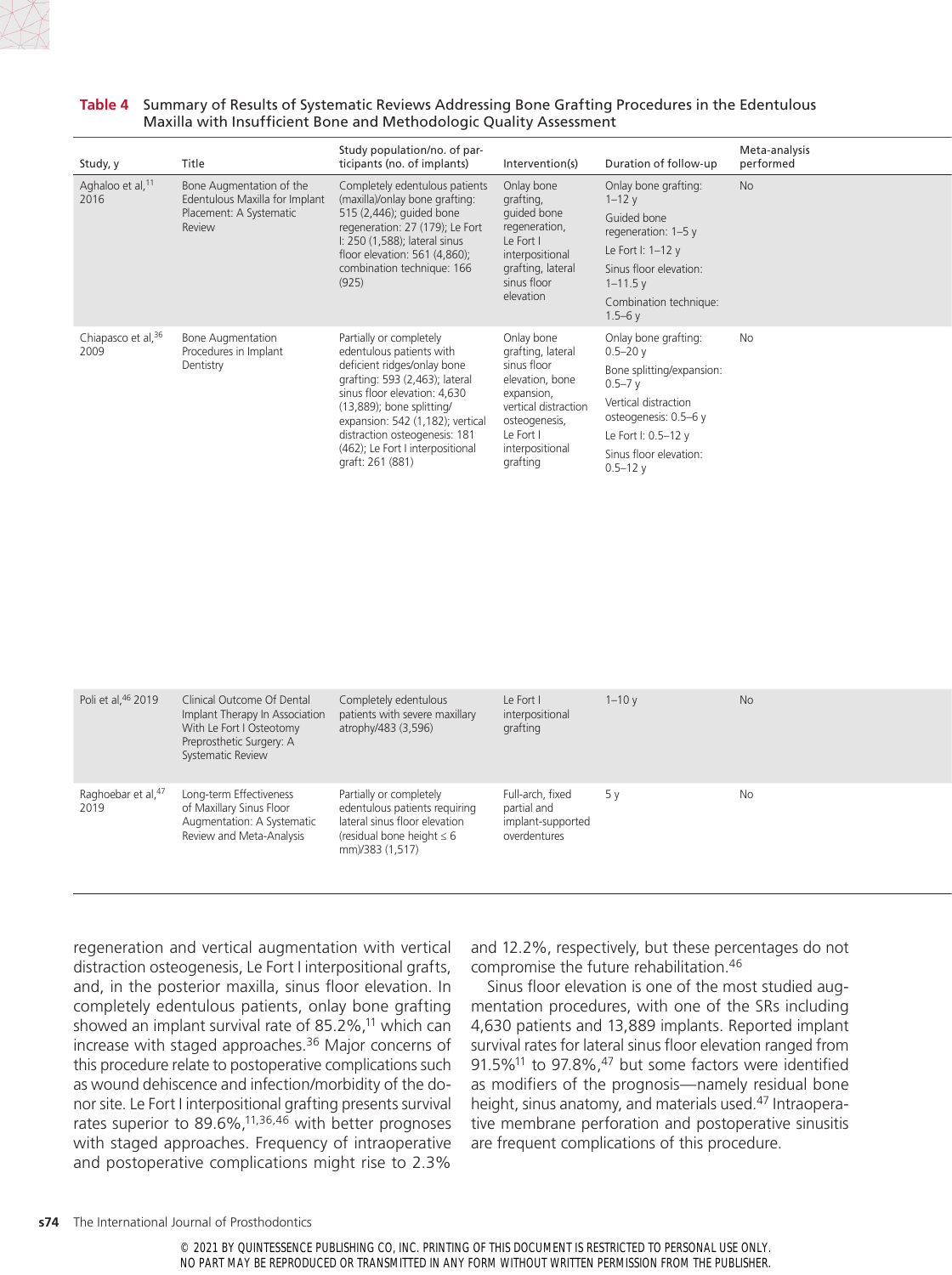**Table 4** Summary of Results of Systematic Reviews Addressing Bone Grafting Procedures in the Edentulous Maxilla with Insufficient Bone and Methodologic Quality Assessment

| Study, y | Title | Study population/no. of participants (no. of implants) | Intervention(s) | Duration of follow-up | Meta-analysis performed |
|---|---|---|---|---|---|
| Aghaloo et al,[11] 2016 | Bone Augmentation of the Edentulous Maxilla for Implant Placement: A Systematic Review | Completely edentulous patients (maxilla)/onlay bone grafting: 515 (2,446); guided bone regeneration: 27 (179); Le Fort I: 250 (1,588); lateral sinus floor elevation: 561 (4,860); combination technique: 166 (925) | Onlay bone grafting, guided bone regeneration, Le Fort I interpositional grafting, lateral sinus floor elevation | Onlay bone grafting: 1–12 y<br>Guided bone regeneration: 1–5 y<br>Le Fort I: 1–12 y<br>Sinus floor elevation: 1–11.5 y<br>Combination technique: 1.5–6 y | No |
| Chiapasco et al,[36] 2009 | Bone Augmentation Procedures in Implant Dentistry | Partially or completely edentulous patients with deficient ridges/onlay bone grafting: 593 (2,463); lateral sinus floor elevation: 4,630 (13,889); bone splitting/expansion: 542 (1,182); vertical distraction osteogenesis: 181 (462); Le Fort I interpositional graft: 261 (881) | Onlay bone grafting, lateral sinus floor elevation, bone expansion, vertical distraction osteogenesis, Le Fort I interpositional grafting | Onlay bone grafting: 0.5–20 y<br>Bone splitting/expansion: 0.5–7 y<br>Vertical distraction osteogenesis: 0.5–6 y<br>Le Fort I: 0.5–12 y<br>Sinus floor elevation: 0.5–12 y | No |
| Poli et al,[46] 2019 | Clinical Outcome Of Dental Implant Therapy In Association With Le Fort I Osteotomy Preprosthetic Surgery: A Systematic Review | Completely edentulous patients with severe maxillary atrophy/483 (3,596) | Le Fort I interpositional grafting | 1–10 y | No |
| Raghoebar et al,[47] 2019 | Long-term Effectiveness of Maxillary Sinus Floor Augmentation: A Systematic Review and Meta-Analysis | Partially or completely edentulous patients requiring lateral sinus floor elevation (residual bone height ≤ 6 mm)/383 (1,517) | Full-arch, fixed partial and implant-supported overdentures | 5 y | No |

regeneration and vertical augmentation with vertical distraction osteogenesis, Le Fort I interpositional grafts, and, in the posterior maxilla, sinus floor elevation. In completely edentulous patients, onlay bone grafting showed an implant survival rate of 85.2%,[11] which can increase with staged approaches.[36] Major concerns of this procedure relate to postoperative complications such as wound dehiscence and infection/morbidity of the donor site. Le Fort I interpositional grafting presents survival rates superior to 89.6%,[11,36,46] with better prognoses with staged approaches. Frequency of intraoperative and postoperative complications might rise to 2.3% and 12.2%, respectively, but these percentages do not compromise the future rehabilitation.[46]

Sinus floor elevation is one of the most studied augmentation procedures, with one of the SRs including 4,630 patients and 13,889 implants. Reported implant survival rates for lateral sinus floor elevation ranged from 91.5%[11] to 97.8%,[47] but some factors were identified as modifiers of the prognosis—namely residual bone height, sinus anatomy, and materials used.[47] Intraoperative membrane perforation and postoperative sinusitis are frequent complications of this procedure.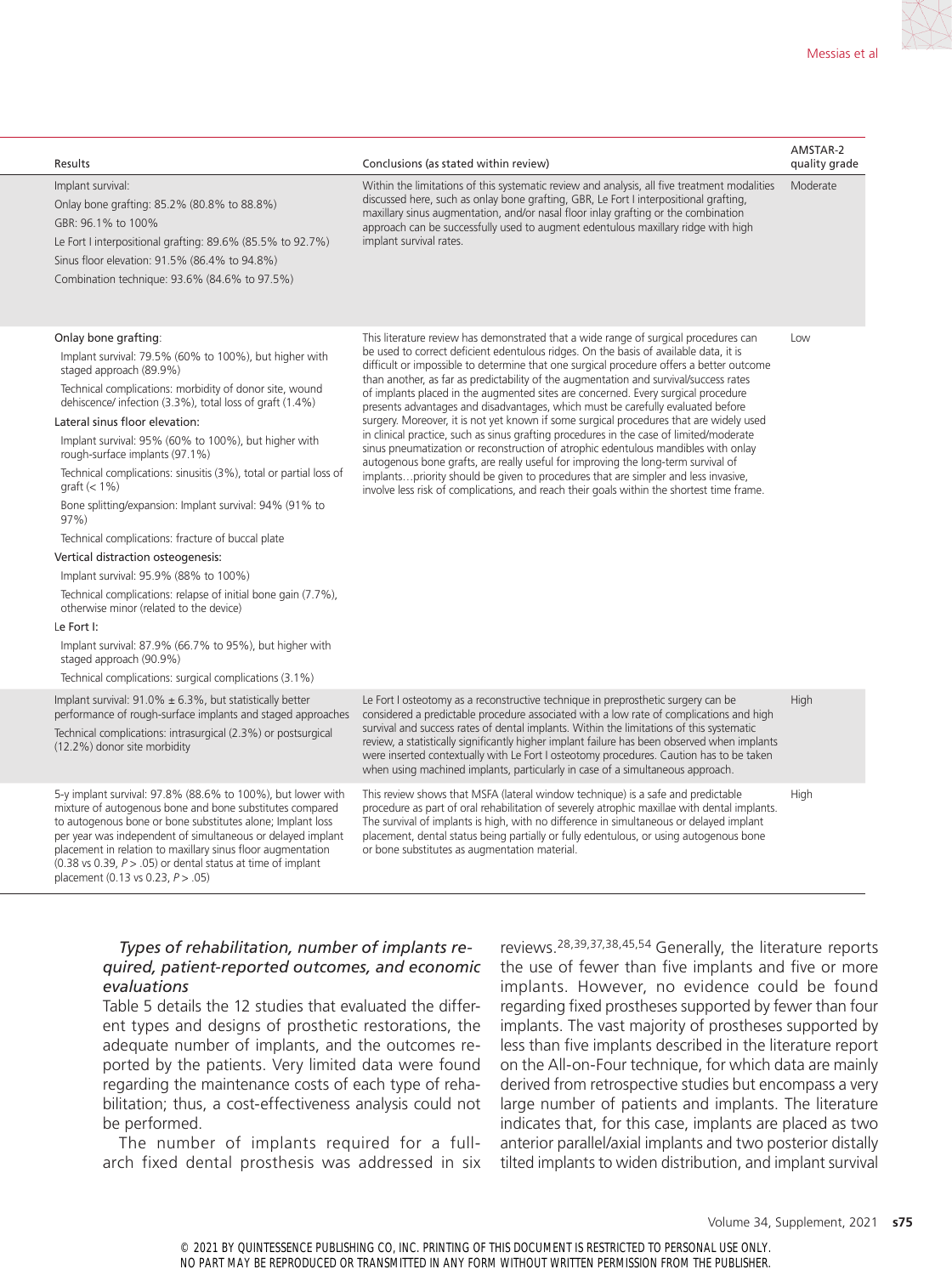| Results | Conclusions (as stated within review) | AMSTAR-2 quality grade |
|---|---|---|
| Implant survival:<br>Onlay bone grafting: 85.2% (80.8% to 88.8%)<br>GBR: 96.1% to 100%<br>Le Fort I interpositional grafting: 89.6% (85.5% to 92.7%)<br>Sinus floor elevation: 91.5% (86.4% to 94.8%)<br>Combination technique: 93.6% (84.6% to 97.5%) | Within the limitations of this systematic review and analysis, all five treatment modalities discussed here, such as onlay bone grafting, GBR, Le Fort I interpositional grafting, maxillary sinus augmentation, and/or nasal floor inlay grafting or the combination approach can be successfully used to augment edentulous maxillary ridge with high implant survival rates. | Moderate |
| Onlay bone grafting:<br>Implant survival: 79.5% (60% to 100%), but higher with staged approach (89.9%)<br>Technical complications: morbidity of donor site, wound dehiscence/ infection (3.3%), total loss of graft (1.4%)<br>Lateral sinus floor elevation:<br>Implant survival: 95% (60% to 100%), but higher with rough-surface implants (97.1%)<br>Technical complications: sinusitis (3%), total or partial loss of graft (< 1%)<br>Bone splitting/expansion: Implant survival: 94% (91% to 97%)<br>Technical complications: fracture of buccal plate<br>Vertical distraction osteogenesis:<br>Implant survival: 95.9% (88% to 100%)<br>Technical complications: relapse of initial bone gain (7.7%), otherwise minor (related to the device)<br>Le Fort I:<br>Implant survival: 87.9% (66.7% to 95%), but higher with staged approach (90.9%)<br>Technical complications: surgical complications (3.1%) | This literature review has demonstrated that a wide range of surgical procedures can be used to correct deficient edentulous ridges. On the basis of available data, it is difficult or impossible to determine that one surgical procedure offers a better outcome than another, as far as predictability of the augmentation and survival/success rates of implants placed in the augmented sites are concerned. Every surgical procedure presents advantages and disadvantages, which must be carefully evaluated before surgery. Moreover, it is not yet known if some surgical procedures that are widely used in clinical practice, such as sinus grafting procedures in the case of limited/moderate sinus pneumatization or reconstruction of atrophic edentulous mandibles with onlay autogenous bone grafts, are really useful for improving the long-term survival of implants…priority should be given to procedures that are simpler and less invasive, involve less risk of complications, and reach their goals within the shortest time frame. | Low |
| Implant survival: 91.0% ± 6.3%, but statistically better performance of rough-surface implants and staged approaches<br>Technical complications: intrasurgical (2.3%) or postsurgical (12.2%) donor site morbidity | Le Fort I osteotomy as a reconstructive technique in preprosthetic surgery can be considered a predictable procedure associated with a low rate of complications and high survival and success rates of dental implants. Within the limitations of this systematic review, a statistically significantly higher implant failure has been observed when implants were inserted contextually with Le Fort I osteotomy procedures. Caution has to be taken when using machined implants, particularly in case of a simultaneous approach. | High |
| 5-y implant survival: 97.8% (88.6% to 100%), but lower with mixture of autogenous bone and bone substitutes compared to autogenous bone or bone substitutes alone; Implant loss per year was independent of simultaneous or delayed implant placement in relation to maxillary sinus floor augmentation (0.38 vs 0.39, $P > .05$) or dental status at time of implant placement (0.13 vs 0.23, $P > .05$) | This review shows that MSFA (lateral window technique) is a safe and predictable procedure as part of oral rehabilitation of severely atrophic maxillae with dental implants. The survival of implants is high, with no difference in simultaneous or delayed implant placement, dental status being partially or fully edentulous, or using autogenous bone or bone substitutes as augmentation material. | High |

*Types of rehabilitation, number of implants required, patient-reported outcomes, and economic evaluations*

Table 5 details the 12 studies that evaluated the different types and designs of prosthetic restorations, the adequate number of implants, and the outcomes reported by the patients. Very limited data were found regarding the maintenance costs of each type of rehabilitation; thus, a cost-effectiveness analysis could not be performed.

The number of implants required for a full-arch fixed dental prosthesis was addressed in six reviews.[28,39,37,38,45,54] Generally, the literature reports the use of fewer than five implants and five or more implants. However, no evidence could be found regarding fixed prostheses supported by fewer than four implants. The vast majority of prostheses supported by less than five implants described in the literature report on the All-on-Four technique, for which data are mainly derived from retrospective studies but encompass a very large number of patients and implants. The literature indicates that, for this case, implants are placed as two anterior parallel/axial implants and two posterior distally tilted implants to widen distribution, and implant survival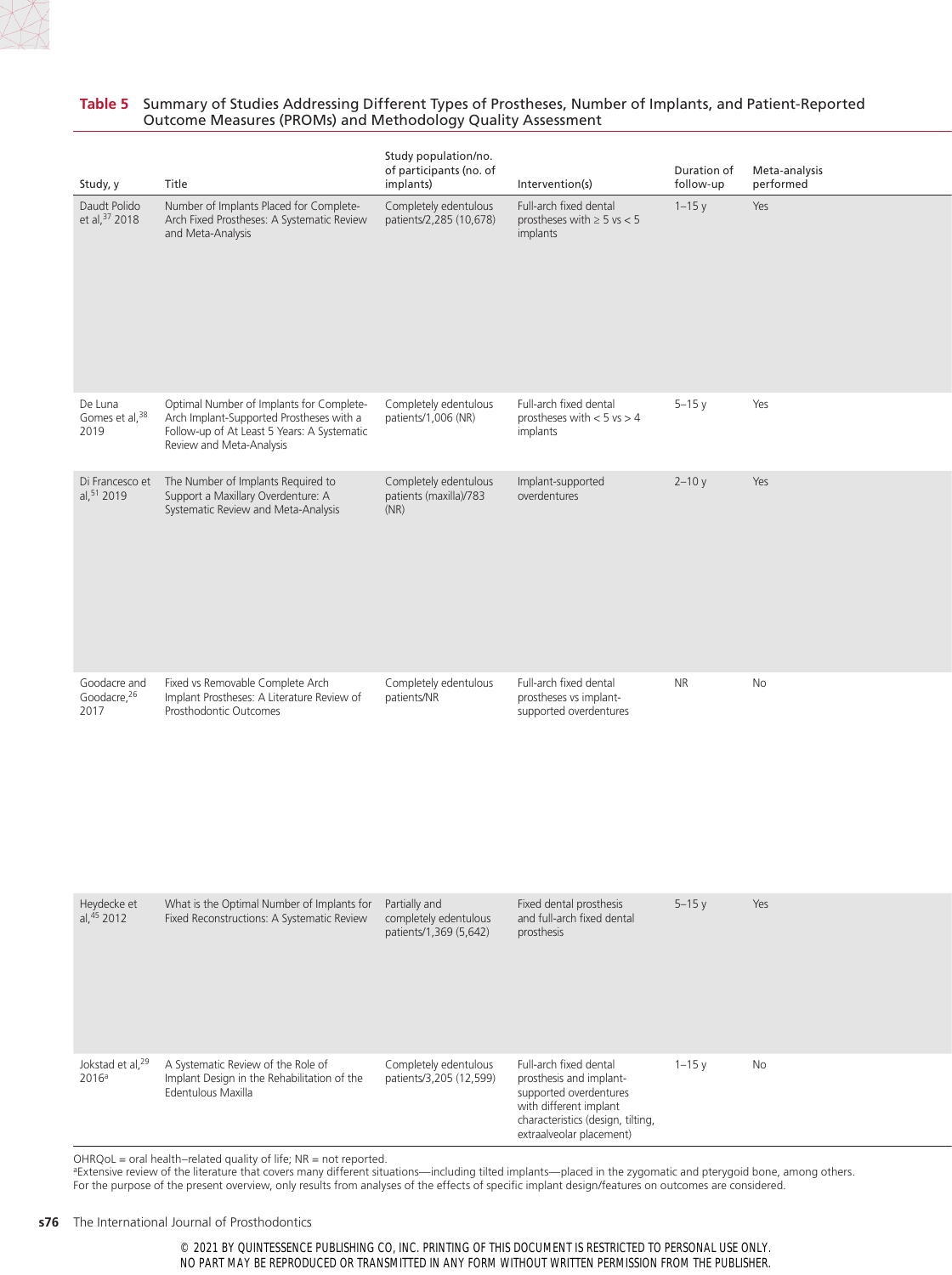**Table 5** Summary of Studies Addressing Different Types of Prostheses, Number of Implants, and Patient-Reported Outcome Measures (PROMs) and Methodology Quality Assessment

| Study, y | Title | Study population/no. of participants (no. of implants) | Intervention(s) | Duration of follow-up | Meta-analysis performed |
|---|---|---|---|---|---|
| Daudt Polido et al,[37] 2018 | Number of Implants Placed for Complete-Arch Fixed Prostheses: A Systematic Review and Meta-Analysis | Completely edentulous patients/2,285 (10,678) | Full-arch fixed dental prostheses with ≥ 5 vs < 5 implants | 1–15 y | Yes |
| De Luna Gomes et al,[38] 2019 | Optimal Number of Implants for Complete-Arch Implant-Supported Prostheses with a Follow-up of At Least 5 Years: A Systematic Review and Meta-Analysis | Completely edentulous patients/1,006 (NR) | Full-arch fixed dental prostheses with < 5 vs > 4 implants | 5–15 y | Yes |
| Di Francesco et al,[51] 2019 | The Number of Implants Required to Support a Maxillary Overdenture: A Systematic Review and Meta-Analysis | Completely edentulous patients (maxilla)/783 (NR) | Implant-supported overdentures | 2–10 y | Yes |
| Goodacre and Goodacre,[26] 2017 | Fixed vs Removable Complete Arch Implant Prostheses: A Literature Review of Prosthodontic Outcomes | Completely edentulous patients/NR | Full-arch fixed dental prostheses vs implant-supported overdentures | NR | No |
| Heydecke et al,[45] 2012 | What is the Optimal Number of Implants for Fixed Reconstructions: A Systematic Review | Partially and completely edentulous patients/1,369 (5,642) | Fixed dental prosthesis and full-arch fixed dental prosthesis | 5–15 y | Yes |
| Jokstad et al,[29] 2016[a] | A Systematic Review of the Role of Implant Design in the Rehabilitation of the Edentulous Maxilla | Completely edentulous patients/3,205 (12,599) | Full-arch fixed dental prosthesis and implant-supported overdentures with different implant characteristics (design, tilting, extraalveolar placement) | 1–15 y | No |

OHRQoL = oral health–related quality of life; NR = not reported.
[a]Extensive review of the literature that covers many different situations—including tilted implants—placed in the zygomatic and pterygoid bone, among others. For the purpose of the present overview, only results from analyses of the effects of specific implant design/features on outcomes are considered.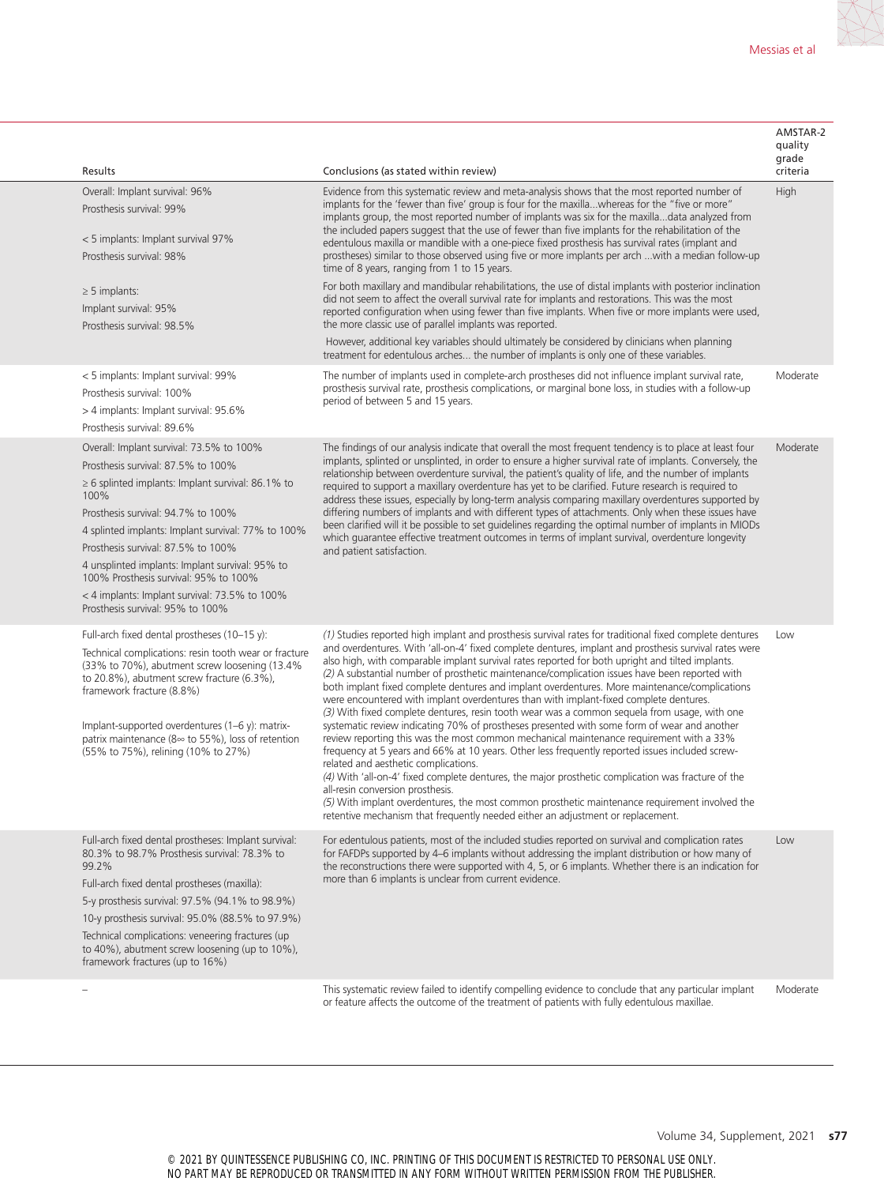| Results | Conclusions (as stated within review) | AMSTAR-2 quality grade criteria |
| --- | --- | --- |
| Overall: Implant survival: 96%<br>Prosthesis survival: 99%<br><br>< 5 implants: Implant survival 97%<br>Prosthesis survival: 98%<br><br>≥ 5 implants:<br>Implant survival: 95%<br>Prosthesis survival: 98.5% | Evidence from this systematic review and meta-analysis shows that the most reported number of implants for the 'fewer than five' group is four for the maxilla...whereas for the "five or more" implants group, the most reported number of implants was six for the maxilla...data analyzed from the included papers suggest that the use of fewer than five implants for the rehabilitation of the edentulous maxilla or mandible with a one-piece fixed prosthesis has survival rates (implant and prostheses) similar to those observed using five or more implants per arch ...with a median follow-up time of 8 years, ranging from 1 to 15 years.<br><br>For both maxillary and mandibular rehabilitations, the use of distal implants with posterior inclination did not seem to affect the overall survival rate for implants and restorations. This was the most reported configuration when using fewer than five implants. When five or more implants were used, the more classic use of parallel implants was reported.<br><br>However, additional key variables should ultimately be considered by clinicians when planning treatment for edentulous arches... the number of implants is only one of these variables. | High |
| < 5 implants: Implant survival: 99%<br>Prosthesis survival: 100%<br>> 4 implants: Implant survival: 95.6%<br>Prosthesis survival: 89.6% | The number of implants used in complete-arch prostheses did not influence implant survival rate, prosthesis survival rate, prosthesis complications, or marginal bone loss, in studies with a follow-up period of between 5 and 15 years. | Moderate |
| Overall: Implant survival: 73.5% to 100%<br>Prosthesis survival: 87.5% to 100%<br>≥ 6 splinted implants: Implant survival: 86.1% to 100%<br>Prosthesis survival: 94.7% to 100%<br>4 splinted implants: Implant survival: 77% to 100%<br>Prosthesis survival: 87.5% to 100%<br>4 unsplinted implants: Implant survival: 95% to 100% Prosthesis survival: 95% to 100%<br>< 4 implants: Implant survival: 73.5% to 100%<br>Prosthesis survival: 95% to 100% | The findings of our analysis indicate that overall the most frequent tendency is to place at least four implants, splinted or unsplinted, in order to ensure a higher survival rate of implants. Conversely, the relationship between overdenture survival, the patient's quality of life, and the number of implants required to support a maxillary overdenture has yet to be clarified. Future research is required to address these issues, especially by long-term analysis comparing maxillary overdentures supported by differing numbers of implants and with different types of attachments. Only when these issues have been clarified will it be possible to set guidelines regarding the optimal number of implants in MIODs which guarantee effective treatment outcomes in terms of implant survival, overdenture longevity and patient satisfaction. | Moderate |
| Full-arch fixed dental prostheses (10–15 y):<br>Technical complications: resin tooth wear or fracture (33% to 70%), abutment screw loosening (13.4% to 20.8%), abutment screw fracture (6.3%), framework fracture (8.8%)<br><br>Implant-supported overdentures (1–6 y): matrix-patrix maintenance (8∞ to 55%), loss of retention (55% to 75%), relining (10% to 27%) | *(1)* Studies reported high implant and prosthesis survival rates for traditional fixed complete dentures and overdentures. With 'all-on-4' fixed complete dentures, implant and prosthesis survival rates were also high, with comparable implant survival rates reported for both upright and tilted implants.<br>*(2)* A substantial number of prosthetic maintenance/complication issues have been reported with both implant fixed complete dentures and implant overdentures. More maintenance/complications were encountered with implant overdentures than with implant-fixed complete dentures.<br>*(3)* With fixed complete dentures, resin tooth wear was a common sequela from usage, with one systematic review indicating 70% of prostheses presented with some form of wear and another review reporting this was the most common mechanical maintenance requirement with a 33% frequency at 5 years and 66% at 10 years. Other less frequently reported issues included screw-related and aesthetic complications.<br>*(4)* With 'all-on-4' fixed complete dentures, the major prosthetic complication was fracture of the all-resin conversion prosthesis.<br>*(5)* With implant overdentures, the most common prosthetic maintenance requirement involved the retentive mechanism that frequently needed either an adjustment or replacement. | Low |
| Full-arch fixed dental prostheses: Implant survival: 80.3% to 98.7% Prosthesis survival: 78.3% to 99.2%<br>Full-arch fixed dental prostheses (maxilla):<br>5-y prosthesis survival: 97.5% (94.1% to 98.9%)<br>10-y prosthesis survival: 95.0% (88.5% to 97.9%)<br>Technical complications: veneering fractures (up to 40%), abutment screw loosening (up to 10%), framework fractures (up to 16%) | For edentulous patients, most of the included studies reported on survival and complication rates for FAFDPs supported by 4–6 implants without addressing the implant distribution or how many of the reconstructions there were supported with 4, 5, or 6 implants. Whether there is an indication for more than 6 implants is unclear from current evidence. | Low |
| – | This systematic review failed to identify compelling evidence to conclude that any particular implant or feature affects the outcome of the treatment of patients with fully edentulous maxillae. | Moderate |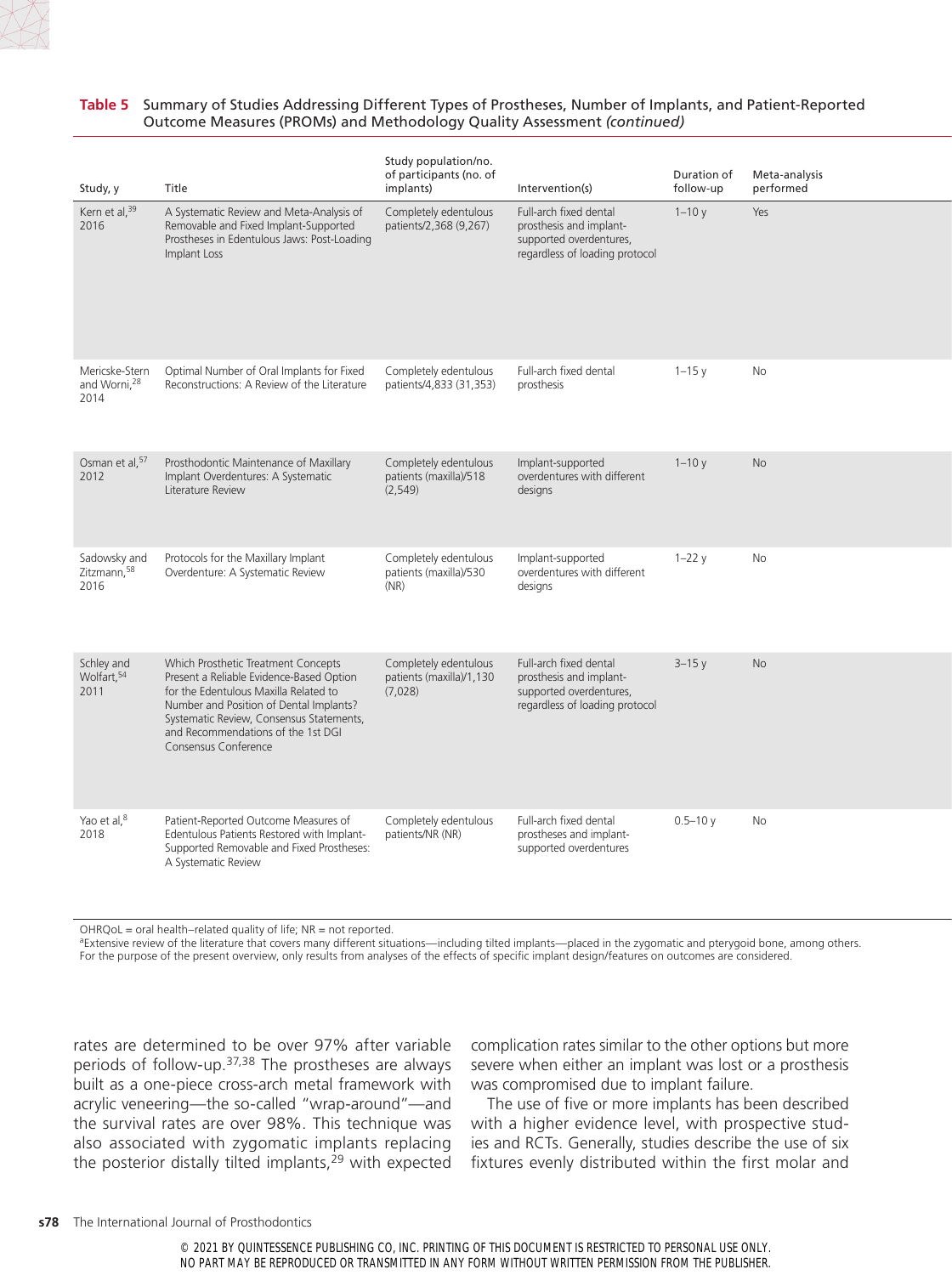**Table 5** Summary of Studies Addressing Different Types of Prostheses, Number of Implants, and Patient-Reported Outcome Measures (PROMs) and Methodology Quality Assessment *(continued)*

| Study, y | Title | Study population/no. of participants (no. of implants) | Intervention(s) | Duration of follow-up | Meta-analysis performed |
|---|---|---|---|---|---|
| Kern et al,[39] 2016 | A Systematic Review and Meta-Analysis of Removable and Fixed Implant-Supported Prostheses in Edentulous Jaws: Post-Loading Implant Loss | Completely edentulous patients/2,368 (9,267) | Full-arch fixed dental prosthesis and implant-supported overdentures, regardless of loading protocol | 1–10 y | Yes |
| Mericske-Stern and Worni,[28] 2014 | Optimal Number of Oral Implants for Fixed Reconstructions: A Review of the Literature | Completely edentulous patients/4,833 (31,353) | Full-arch fixed dental prosthesis | 1–15 y | No |
| Osman et al,[57] 2012 | Prosthodontic Maintenance of Maxillary Implant Overdentures: A Systematic Literature Review | Completely edentulous patients (maxilla)/518 (2,549) | Implant-supported overdentures with different designs | 1–10 y | No |
| Sadowsky and Zitzmann,[58] 2016 | Protocols for the Maxillary Implant Overdenture: A Systematic Review | Completely edentulous patients (maxilla)/530 (NR) | Implant-supported overdentures with different designs | 1–22 y | No |
| Schley and Wolfart,[54] 2011 | Which Prosthetic Treatment Concepts Present a Reliable Evidence-Based Option for the Edentulous Maxilla Related to Number and Position of Dental Implants? Systematic Review, Consensus Statements, and Recommendations of the 1st DGI Consensus Conference | Completely edentulous patients (maxilla)/1,130 (7,028) | Full-arch fixed dental prosthesis and implant-supported overdentures, regardless of loading protocol | 3–15 y | No |
| Yao et al,[8] 2018 | Patient-Reported Outcome Measures of Edentulous Patients Restored with Implant-Supported Removable and Fixed Prostheses: A Systematic Review | Completely edentulous patients/NR (NR) | Full-arch fixed dental prostheses and implant-supported overdentures | 0.5–10 y | No |

OHRQoL = oral health–related quality of life; NR = not reported.
[a]Extensive review of the literature that covers many different situations—including tilted implants—placed in the zygomatic and pterygoid bone, among others. For the purpose of the present overview, only results from analyses of the effects of specific implant design/features on outcomes are considered.

rates are determined to be over 97% after variable periods of follow-up.[37,38] The prostheses are always built as a one-piece cross-arch metal framework with acrylic veneering—the so-called "wrap-around"—and the survival rates are over 98%. This technique was also associated with zygomatic implants replacing the posterior distally tilted implants,[29] with expected complication rates similar to the other options but more severe when either an implant was lost or a prosthesis was compromised due to implant failure.

The use of five or more implants has been described with a higher evidence level, with prospective studies and RCTs. Generally, studies describe the use of six fixtures evenly distributed within the first molar and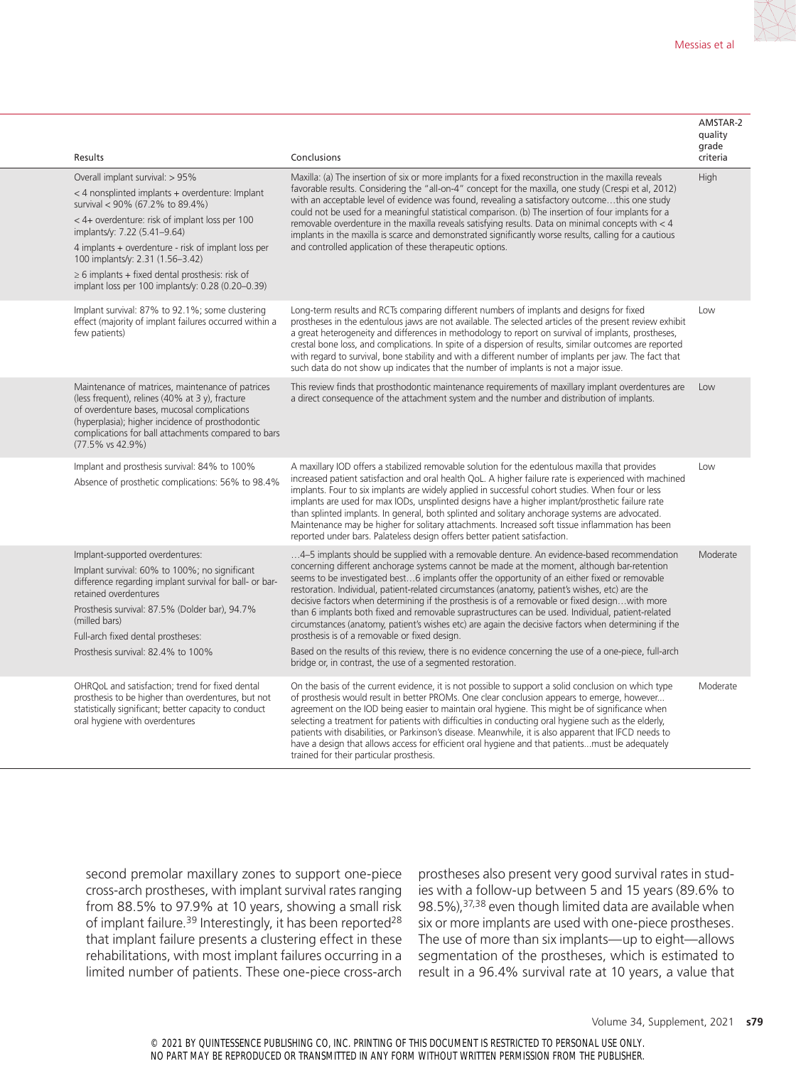| Results | Conclusions | AMSTAR-2 quality grade criteria |
|---|---|---|
| Overall implant survival: > 95%<br>< 4 nonsplinted implants + overdenture: Implant survival < 90% (67.2% to 89.4%)<br>< 4+ overdenture: risk of implant loss per 100 implants/y: 7.22 (5.41–9.64)<br>4 implants + overdenture - risk of implant loss per 100 implants/y: 2.31 (1.56–3.42)<br>≥ 6 implants + fixed dental prosthesis: risk of implant loss per 100 implants/y: 0.28 (0.20–0.39) | Maxilla: (a) The insertion of six or more implants for a fixed reconstruction in the maxilla reveals favorable results. Considering the "all-on-4" concept for the maxilla, one study (Crespi et al, 2012) with an acceptable level of evidence was found, revealing a satisfactory outcome…this one study could not be used for a meaningful statistical comparison. (b) The insertion of four implants for a removable overdenture in the maxilla reveals satisfying results. Data on minimal concepts with < 4 implants in the maxilla is scarce and demonstrated significantly worse results, calling for a cautious and controlled application of these therapeutic options. | High |
| Implant survival: 87% to 92.1%; some clustering effect (majority of implant failures occurred within a few patients) | Long-term results and RCTs comparing different numbers of implants and designs for fixed prostheses in the edentulous jaws are not available. The selected articles of the present review exhibit a great heterogeneity and differences in methodology to report on survival of implants, prostheses, crestal bone loss, and complications. In spite of a dispersion of results, similar outcomes are reported with regard to survival, bone stability and with a different number of implants per jaw. The fact that such data do not show up indicates that the number of implants is not a major issue. | Low |
| Maintenance of matrices, maintenance of patrices (less frequent), relines (40% at 3 y), fracture of overdenture bases, mucosal complications (hyperplasia); higher incidence of prosthodontic complications for ball attachments compared to bars (77.5% vs 42.9%) | This review finds that prosthodontic maintenance requirements of maxillary implant overdentures are a direct consequence of the attachment system and the number and distribution of implants. | Low |
| Implant and prosthesis survival: 84% to 100%<br>Absence of prosthetic complications: 56% to 98.4% | A maxillary IOD offers a stabilized removable solution for the edentulous maxilla that provides increased patient satisfaction and oral health QoL. A higher failure rate is experienced with machined implants. Four to six implants are widely applied in successful cohort studies. When four or less implants are used for max IODs, unsplinted designs have a higher implant/prosthetic failure rate than splinted implants. In general, both splinted and solitary anchorage systems are advocated. Maintenance may be higher for solitary attachments. Increased soft tissue inflammation has been reported under bars. Palateless design offers better patient satisfaction. | Low |
| Implant-supported overdentures:<br>Implant survival: 60% to 100%; no significant difference regarding implant survival for ball- or bar-retained overdentures<br>Prosthesis survival: 87.5% (Dolder bar), 94.7% (milled bars)<br>Full-arch fixed dental prostheses:<br>Prosthesis survival: 82.4% to 100% | …4–5 implants should be supplied with a removable denture. An evidence-based recommendation concerning different anchorage systems cannot be made at the moment, although bar-retention seems to be investigated best…6 implants offer the opportunity of an either fixed or removable restoration. Individual, patient-related circumstances (anatomy, patient's wishes, etc) are the decisive factors when determining if the prosthesis is of a removable or fixed design…with more than 6 implants both fixed and removable suprastructures can be used. Individual, patient-related circumstances (anatomy, patient's wishes etc) are again the decisive factors when determining if the prosthesis is of a removable or fixed design.<br>Based on the results of this review, there is no evidence concerning the use of a one-piece, full-arch bridge or, in contrast, the use of a segmented restoration. | Moderate |
| OHRQoL and satisfaction; trend for fixed dental prosthesis to be higher than overdentures, but not statistically significant; better capacity to conduct oral hygiene with overdentures | On the basis of the current evidence, it is not possible to support a solid conclusion on which type of prosthesis would result in better PROMs. One clear conclusion appears to emerge, however... agreement on the IOD being easier to maintain oral hygiene. This might be of significance when selecting a treatment for patients with difficulties in conducting oral hygiene such as the elderly, patients with disabilities, or Parkinson's disease. Meanwhile, it is also apparent that IFCD needs to have a design that allows access for efficient oral hygiene and that patients...must be adequately trained for their particular prosthesis. | Moderate |

second premolar maxillary zones to support one-piece cross-arch prostheses, with implant survival rates ranging from 88.5% to 97.9% at 10 years, showing a small risk of implant failure.[39] Interestingly, it has been reported[28] that implant failure presents a clustering effect in these rehabilitations, with most implant failures occurring in a limited number of patients. These one-piece cross-arch prostheses also present very good survival rates in studies with a follow-up between 5 and 15 years (89.6% to 98.5%),[37,38] even though limited data are available when six or more implants are used with one-piece prostheses. The use of more than six implants—up to eight—allows segmentation of the prostheses, which is estimated to result in a 96.4% survival rate at 10 years, a value that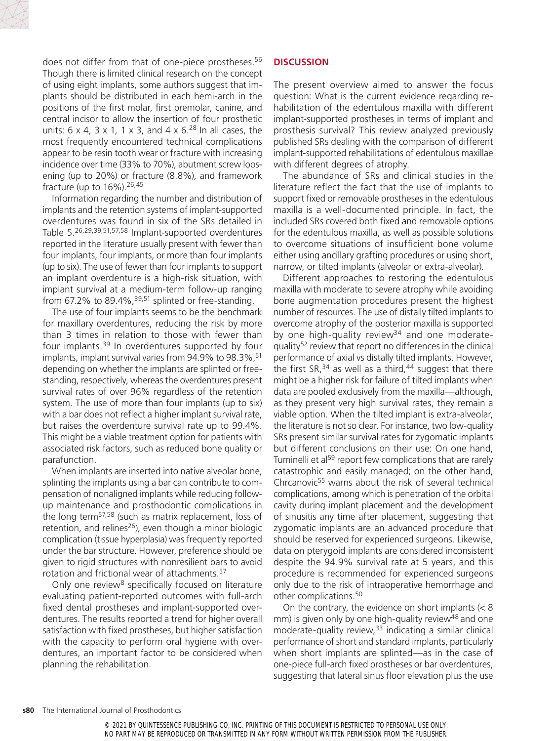does not differ from that of one-piece prostheses.[56] Though there is limited clinical research on the concept of using eight implants, some authors suggest that implants should be distributed in each hemi-arch in the positions of the first molar, first premolar, canine, and central incisor to allow the insertion of four prosthetic units: 6 x 4, 3 x 1, 1 x 3, and 4 x 6.[28] In all cases, the most frequently encountered technical complications appear to be resin tooth wear or fracture with increasing incidence over time (33% to 70%), abutment screw loosening (up to 20%) or fracture (8.8%), and framework fracture (up to 16%).[26,45]

Information regarding the number and distribution of implants and the retention systems of implant-supported overdentures was found in six of the SRs detailed in Table 5.[26,29,39,51,57,58] Implant-supported overdentures reported in the literature usually present with fewer than four implants, four implants, or more than four implants (up to six). The use of fewer than four implants to support an implant overdenture is a high-risk situation, with implant survival at a medium-term follow-up ranging from 67.2% to 89.4%,[39,51] splinted or free-standing.

The use of four implants seems to be the benchmark for maxillary overdentures, reducing the risk by more than 3 times in relation to those with fewer than four implants.[39] In overdentures supported by four implants, implant survival varies from 94.9% to 98.3%,[51] depending on whether the implants are splinted or free-standing, respectively, whereas the overdentures present survival rates of over 96% regardless of the retention system. The use of more than four implants (up to six) with a bar does not reflect a higher implant survival rate, but raises the overdenture survival rate up to 99.4%. This might be a viable treatment option for patients with associated risk factors, such as reduced bone quality or parafunction.

When implants are inserted into native alveolar bone, splinting the implants using a bar can contribute to compensation of nonaligned implants while reducing follow-up maintenance and prosthodontic complications in the long term[57,58] (such as matrix replacement, loss of retention, and relines[26]), even though a minor biologic complication (tissue hyperplasia) was frequently reported under the bar structure. However, preference should be given to rigid structures with nonresilient bars to avoid rotation and frictional wear of attachments.[57]

Only one review[8] specifically focused on literature evaluating patient-reported outcomes with full-arch fixed dental prostheses and implant-supported overdentures. The results reported a trend for higher overall satisfaction with fixed prostheses, but higher satisfaction with the capacity to perform oral hygiene with overdentures, an important factor to be considered when planning the rehabilitation.

## DISCUSSION

The present overview aimed to answer the focus question: What is the current evidence regarding rehabilitation of the edentulous maxilla with different implant-supported prostheses in terms of implant and prosthesis survival? This review analyzed previously published SRs dealing with the comparison of different implant-supported rehabilitations of edentulous maxillae with different degrees of atrophy.

The abundance of SRs and clinical studies in the literature reflect the fact that the use of implants to support fixed or removable prostheses in the edentulous maxilla is a well-documented principle. In fact, the included SRs covered both fixed and removable options for the edentulous maxilla, as well as possible solutions to overcome situations of insufficient bone volume either using ancillary grafting procedures or using short, narrow, or tilted implants (alveolar or extra-alveolar).

Different approaches to restoring the edentulous maxilla with moderate to severe atrophy while avoiding bone augmentation procedures present the highest number of resources. The use of distally tilted implants to overcome atrophy of the posterior maxilla is supported by one high-quality review[34] and one moderate-quality[52] review that report no differences in the clinical performance of axial vs distally tilted implants. However, the first SR,[34] as well as a third,[44] suggest that there might be a higher risk for failure of tilted implants when data are pooled exclusively from the maxilla—although, as they present very high survival rates, they remain a viable option. When the tilted implant is extra-alveolar, the literature is not so clear. For instance, two low-quality SRs present similar survival rates for zygomatic implants but different conclusions on their use: On one hand, Tuminelli et al[59] report few complications that are rarely catastrophic and easily managed; on the other hand, Chrcanovic[55] warns about the risk of several technical complications, among which is penetration of the orbital cavity during implant placement and the development of sinusitis any time after placement, suggesting that zygomatic implants are an advanced procedure that should be reserved for experienced surgeons. Likewise, data on pterygoid implants are considered inconsistent despite the 94.9% survival rate at 5 years, and this procedure is recommended for experienced surgeons only due to the risk of intraoperative hemorrhage and other complications.[50]

On the contrary, the evidence on short implants (< 8 mm) is given only by one high-quality review[48] and one moderate-quality review,[33] indicating a similar clinical performance of short and standard implants, particularly when short implants are splinted—as in the case of one-piece full-arch fixed prostheses or bar overdentures, suggesting that lateral sinus floor elevation plus the use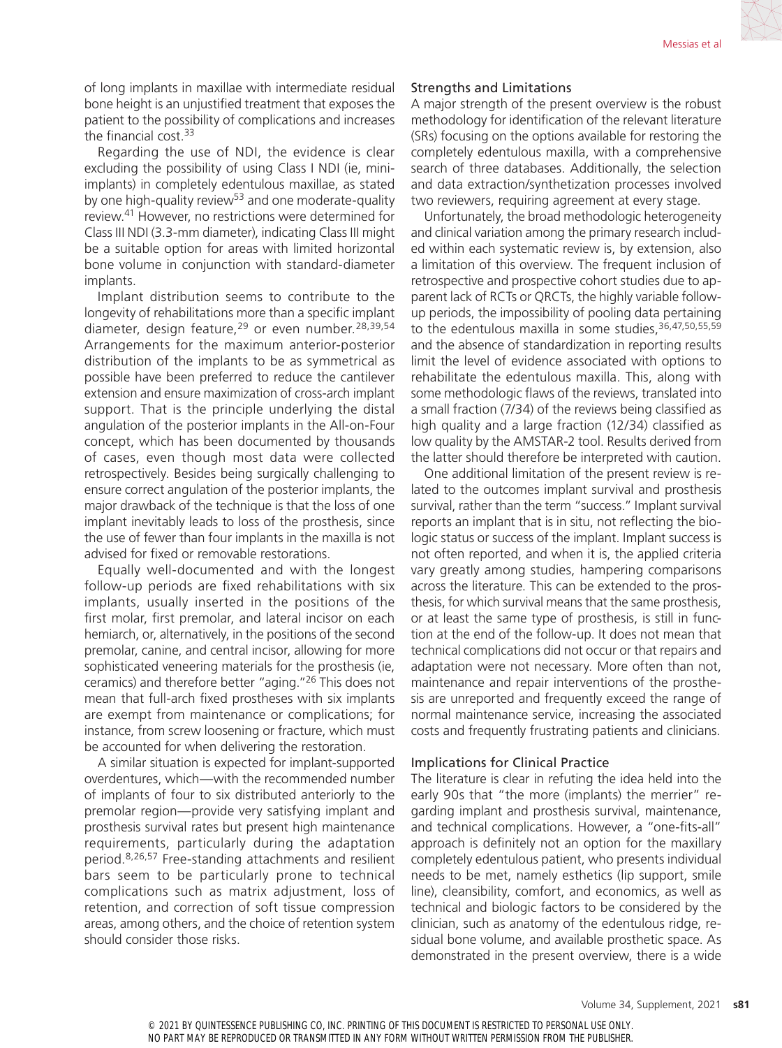of long implants in maxillae with intermediate residual bone height is an unjustified treatment that exposes the patient to the possibility of complications and increases the financial cost.[33]

Regarding the use of NDI, the evidence is clear excluding the possibility of using Class I NDI (ie, mini-implants) in completely edentulous maxillae, as stated by one high-quality review[53] and one moderate-quality review.[41] However, no restrictions were determined for Class III NDI (3.3-mm diameter), indicating Class III might be a suitable option for areas with limited horizontal bone volume in conjunction with standard-diameter implants.

Implant distribution seems to contribute to the longevity of rehabilitations more than a specific implant diameter, design feature,[29] or even number.[28,39,54] Arrangements for the maximum anterior-posterior distribution of the implants to be as symmetrical as possible have been preferred to reduce the cantilever extension and ensure maximization of cross-arch implant support. That is the principle underlying the distal angulation of the posterior implants in the All-on-Four concept, which has been documented by thousands of cases, even though most data were collected retrospectively. Besides being surgically challenging to ensure correct angulation of the posterior implants, the major drawback of the technique is that the loss of one implant inevitably leads to loss of the prosthesis, since the use of fewer than four implants in the maxilla is not advised for fixed or removable restorations.

Equally well-documented and with the longest follow-up periods are fixed rehabilitations with six implants, usually inserted in the positions of the first molar, first premolar, and lateral incisor on each hemiarch, or, alternatively, in the positions of the second premolar, canine, and central incisor, allowing for more sophisticated veneering materials for the prosthesis (ie, ceramics) and therefore better "aging."[26] This does not mean that full-arch fixed prostheses with six implants are exempt from maintenance or complications; for instance, from screw loosening or fracture, which must be accounted for when delivering the restoration.

A similar situation is expected for implant-supported overdentures, which—with the recommended number of implants of four to six distributed anteriorly to the premolar region—provide very satisfying implant and prosthesis survival rates but present high maintenance requirements, particularly during the adaptation period.[8,26,57] Free-standing attachments and resilient bars seem to be particularly prone to technical complications such as matrix adjustment, loss of retention, and correction of soft tissue compression areas, among others, and the choice of retention system should consider those risks.

### Strengths and Limitations

A major strength of the present overview is the robust methodology for identification of the relevant literature (SRs) focusing on the options available for restoring the completely edentulous maxilla, with a comprehensive search of three databases. Additionally, the selection and data extraction/synthetization processes involved two reviewers, requiring agreement at every stage.

Unfortunately, the broad methodologic heterogeneity and clinical variation among the primary research included within each systematic review is, by extension, also a limitation of this overview. The frequent inclusion of retrospective and prospective cohort studies due to apparent lack of RCTs or QRCTs, the highly variable follow-up periods, the impossibility of pooling data pertaining to the edentulous maxilla in some studies,[36,47,50,55,59] and the absence of standardization in reporting results limit the level of evidence associated with options to rehabilitate the edentulous maxilla. This, along with some methodologic flaws of the reviews, translated into a small fraction (7/34) of the reviews being classified as high quality and a large fraction (12/34) classified as low quality by the AMSTAR-2 tool. Results derived from the latter should therefore be interpreted with caution.

One additional limitation of the present review is related to the outcomes implant survival and prosthesis survival, rather than the term "success." Implant survival reports an implant that is in situ, not reflecting the biologic status or success of the implant. Implant success is not often reported, and when it is, the applied criteria vary greatly among studies, hampering comparisons across the literature. This can be extended to the prosthesis, for which survival means that the same prosthesis, or at least the same type of prosthesis, is still in function at the end of the follow-up. It does not mean that technical complications did not occur or that repairs and adaptation were not necessary. More often than not, maintenance and repair interventions of the prosthesis are unreported and frequently exceed the range of normal maintenance service, increasing the associated costs and frequently frustrating patients and clinicians.

### Implications for Clinical Practice

The literature is clear in refuting the idea held into the early 90s that "the more (implants) the merrier" regarding implant and prosthesis survival, maintenance, and technical complications. However, a "one-fits-all" approach is definitely not an option for the maxillary completely edentulous patient, who presents individual needs to be met, namely esthetics (lip support, smile line), cleansibility, comfort, and economics, as well as technical and biologic factors to be considered by the clinician, such as anatomy of the edentulous ridge, residual bone volume, and available prosthetic space. As demonstrated in the present overview, there is a wide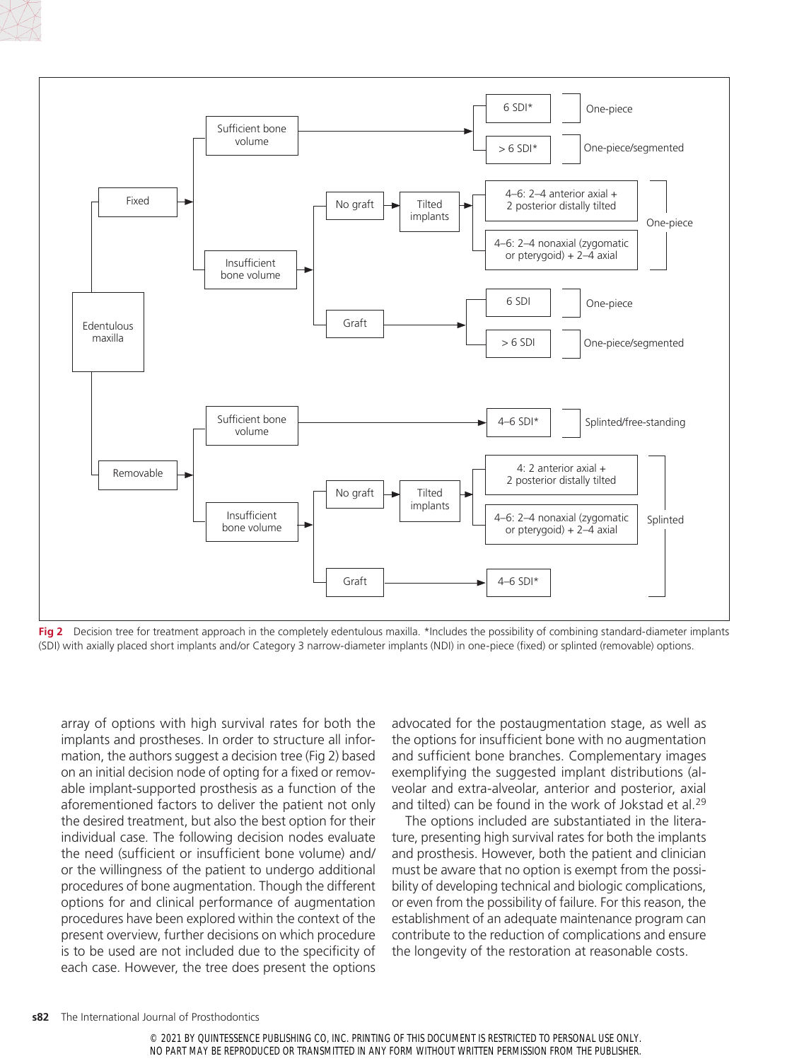- Edentulous maxilla
  - Fixed
    - Sufficient bone volume
      - 6 SDI* — One-piece
      - > 6 SDI* — One-piece/segmented
    - Insufficient bone volume
      - No graft → Tilted implants
        - 4–6: 2–4 anterior axial + 2 posterior distally tilted — One-piece
        - 4–6: 2–4 nonaxial (zygomatic or pterygoid) + 2–4 axial — One-piece
      - Graft
        - 6 SDI — One-piece
        - > 6 SDI — One-piece/segmented
  - Removable
    - Sufficient bone volume
      - 4–6 SDI* — Splinted/free-standing
    - Insufficient bone volume
      - No graft → Tilted implants
        - 4: 2 anterior axial + 2 posterior distally tilted — Splinted
        - 4–6: 2–4 nonaxial (zygomatic or pterygoid) + 2–4 axial — Splinted
      - Graft
        - 4–6 SDI* — Splinted

**Fig 2** Decision tree for treatment approach in the completely edentulous maxilla. *Includes the possibility of combining standard-diameter implants (SDI) with axially placed short implants and/or Category 3 narrow-diameter implants (NDI) in one-piece (fixed) or splinted (removable) options.

array of options with high survival rates for both the implants and prostheses. In order to structure all information, the authors suggest a decision tree (Fig 2) based on an initial decision node of opting for a fixed or removable implant-supported prosthesis as a function of the aforementioned factors to deliver the patient not only the desired treatment, but also the best option for their individual case. The following decision nodes evaluate the need (sufficient or insufficient bone volume) and/or the willingness of the patient to undergo additional procedures of bone augmentation. Though the different options for and clinical performance of augmentation procedures have been explored within the context of the present overview, further decisions on which procedure is to be used are not included due to the specificity of each case. However, the tree does present the options advocated for the postaugmentation stage, as well as the options for insufficient bone with no augmentation and sufficient bone branches. Complementary images exemplifying the suggested implant distributions (alveolar and extra-alveolar, anterior and posterior, axial and tilted) can be found in the work of Jokstad et al.[29]

The options included are substantiated in the literature, presenting high survival rates for both the implants and prosthesis. However, both the patient and clinician must be aware that no option is exempt from the possibility of developing technical and biologic complications, or even from the possibility of failure. For this reason, the establishment of an adequate maintenance program can contribute to the reduction of complications and ensure the longevity of the restoration at reasonable costs.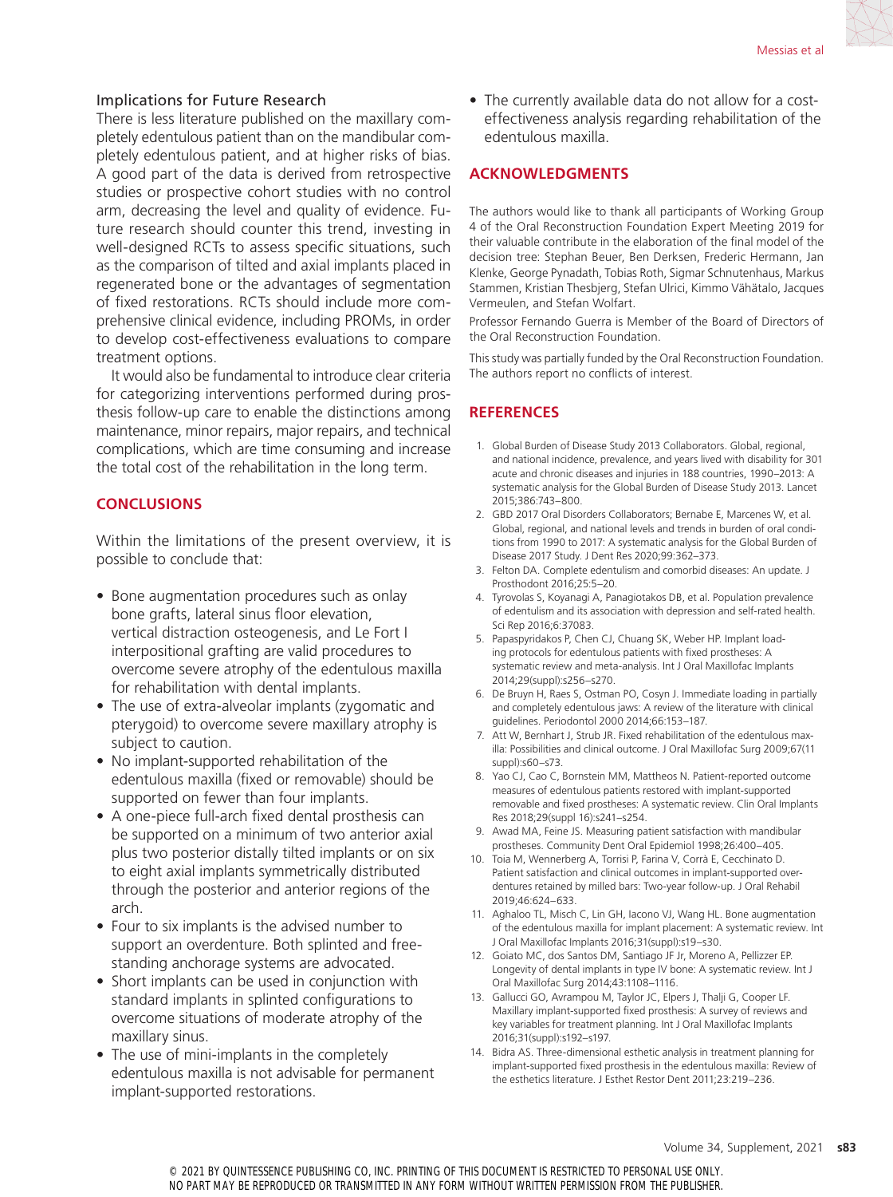### Implications for Future Research

There is less literature published on the maxillary completely edentulous patient than on the mandibular completely edentulous patient, and at higher risks of bias. A good part of the data is derived from retrospective studies or prospective cohort studies with no control arm, decreasing the level and quality of evidence. Future research should counter this trend, investing in well-designed RCTs to assess specific situations, such as the comparison of tilted and axial implants placed in regenerated bone or the advantages of segmentation of fixed restorations. RCTs should include more comprehensive clinical evidence, including PROMs, in order to develop cost-effectiveness evaluations to compare treatment options.

It would also be fundamental to introduce clear criteria for categorizing interventions performed during prosthesis follow-up care to enable the distinctions among maintenance, minor repairs, major repairs, and technical complications, which are time consuming and increase the total cost of the rehabilitation in the long term.

## CONCLUSIONS

Within the limitations of the present overview, it is possible to conclude that:

- Bone augmentation procedures such as onlay bone grafts, lateral sinus floor elevation, vertical distraction osteogenesis, and Le Fort I interpositional grafting are valid procedures to overcome severe atrophy of the edentulous maxilla for rehabilitation with dental implants.
- The use of extra-alveolar implants (zygomatic and pterygoid) to overcome severe maxillary atrophy is subject to caution.
- No implant-supported rehabilitation of the edentulous maxilla (fixed or removable) should be supported on fewer than four implants.
- A one-piece full-arch fixed dental prosthesis can be supported on a minimum of two anterior axial plus two posterior distally tilted implants or on six to eight axial implants symmetrically distributed through the posterior and anterior regions of the arch.
- Four to six implants is the advised number to support an overdenture. Both splinted and free-standing anchorage systems are advocated.
- Short implants can be used in conjunction with standard implants in splinted configurations to overcome situations of moderate atrophy of the maxillary sinus.
- The use of mini-implants in the completely edentulous maxilla is not advisable for permanent implant-supported restorations.
- The currently available data do not allow for a cost-effectiveness analysis regarding rehabilitation of the edentulous maxilla.

## ACKNOWLEDGMENTS

The authors would like to thank all participants of Working Group 4 of the Oral Reconstruction Foundation Expert Meeting 2019 for their valuable contribute in the elaboration of the final model of the decision tree: Stephan Beuer, Ben Derksen, Frederic Hermann, Jan Klenke, George Pynadath, Tobias Roth, Sigmar Schnutenhaus, Markus Stammen, Kristian Thesbjerg, Stefan Ulrici, Kimmo Vähätalo, Jacques Vermeulen, and Stefan Wolfart.

Professor Fernando Guerra is Member of the Board of Directors of the Oral Reconstruction Foundation.

This study was partially funded by the Oral Reconstruction Foundation. The authors report no conflicts of interest.

## REFERENCES

1. Global Burden of Disease Study 2013 Collaborators. Global, regional, and national incidence, prevalence, and years lived with disability for 301 acute and chronic diseases and injuries in 188 countries, 1990–2013: A systematic analysis for the Global Burden of Disease Study 2013. Lancet 2015;386:743–800.
2. GBD 2017 Oral Disorders Collaborators; Bernabe E, Marcenes W, et al. Global, regional, and national levels and trends in burden of oral conditions from 1990 to 2017: A systematic analysis for the Global Burden of Disease 2017 Study. J Dent Res 2020;99:362–373.
3. Felton DA. Complete edentulism and comorbid diseases: An update. J Prosthodont 2016;25:5–20.
4. Tyrovolas S, Koyanagi A, Panagiotakos DB, et al. Population prevalence of edentulism and its association with depression and self-rated health. Sci Rep 2016;6:37083.
5. Papaspyridakos P, Chen CJ, Chuang SK, Weber HP. Implant loading protocols for edentulous patients with fixed prostheses: A systematic review and meta-analysis. Int J Oral Maxillofac Implants 2014;29(suppl):s256–s270.
6. De Bruyn H, Raes S, Ostman PO, Cosyn J. Immediate loading in partially and completely edentulous jaws: A review of the literature with clinical guidelines. Periodontol 2000 2014;66:153–187.
7. Att W, Bernhart J, Strub JR. Fixed rehabilitation of the edentulous maxilla: Possibilities and clinical outcome. J Oral Maxillofac Surg 2009;67(11 suppl):s60–s73.
8. Yao CJ, Cao C, Bornstein MM, Mattheos N. Patient-reported outcome measures of edentulous patients restored with implant-supported removable and fixed prostheses: A systematic review. Clin Oral Implants Res 2018;29(suppl 16):s241–s254.
9. Awad MA, Feine JS. Measuring patient satisfaction with mandibular prostheses. Community Dent Oral Epidemiol 1998;26:400–405.
10. Toia M, Wennerberg A, Torrisi P, Farina V, Corrà E, Cecchinato D. Patient satisfaction and clinical outcomes in implant-supported overdentures retained by milled bars: Two-year follow-up. J Oral Rehabil 2019;46:624–633.
11. Aghaloo TL, Misch C, Lin GH, Iacono VJ, Wang HL. Bone augmentation of the edentulous maxilla for implant placement: A systematic review. Int J Oral Maxillofac Implants 2016;31(suppl):s19–s30.
12. Goiato MC, dos Santos DM, Santiago JF Jr, Moreno A, Pellizzer EP. Longevity of dental implants in type IV bone: A systematic review. Int J Oral Maxillofac Surg 2014;43:1108–1116.
13. Gallucci GO, Avrampou M, Taylor JC, Elpers J, Thalji G, Cooper LF. Maxillary implant-supported fixed prosthesis: A survey of reviews and key variables for treatment planning. Int J Oral Maxillofac Implants 2016;31(suppl):s192–s197.
14. Bidra AS. Three-dimensional esthetic analysis in treatment planning for implant-supported fixed prosthesis in the edentulous maxilla: Review of the esthetics literature. J Esthet Restor Dent 2011;23:219–236.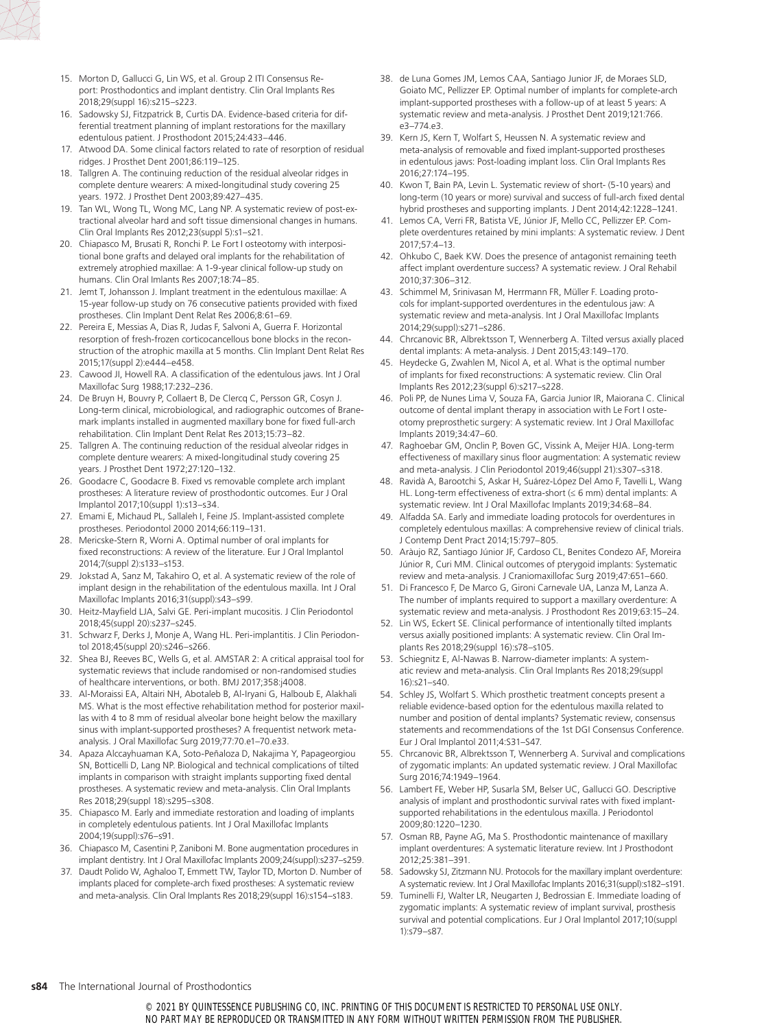15. Morton D, Gallucci G, Lin WS, et al. Group 2 ITI Consensus Report: Prosthodontics and implant dentistry. Clin Oral Implants Res 2018;29(suppl 16):s215–s223.
16. Sadowsky SJ, Fitzpatrick B, Curtis DA. Evidence-based criteria for differential treatment planning of implant restorations for the maxillary edentulous patient. J Prosthodont 2015;24:433–446.
17. Atwood DA. Some clinical factors related to rate of resorption of residual ridges. J Prosthet Dent 2001;86:119–125.
18. Tallgren A. The continuing reduction of the residual alveolar ridges in complete denture wearers: A mixed-longitudinal study covering 25 years. 1972. J Prosthet Dent 2003;89:427–435.
19. Tan WL, Wong TL, Wong MC, Lang NP. A systematic review of post-extractional alveolar hard and soft tissue dimensional changes in humans. Clin Oral Implants Res 2012;23(suppl 5):s1–s21.
20. Chiapasco M, Brusati R, Ronchi P. Le Fort I osteotomy with interpositional bone grafts and delayed oral implants for the rehabilitation of extremely atrophied maxillae: A 1-9-year clinical follow-up study on humans. Clin Oral Imlants Res 2007;18:74–85.
21. Jemt T, Johansson J. Implant treatment in the edentulous maxillae: A 15-year follow-up study on 76 consecutive patients provided with fixed prostheses. Clin Implant Dent Relat Res 2006;8:61–69.
22. Pereira E, Messias A, Dias R, Judas F, Salvoni A, Guerra F. Horizontal resorption of fresh-frozen corticocancellous bone blocks in the reconstruction of the atrophic maxilla at 5 months. Clin Implant Dent Relat Res 2015;17(suppl 2):e444–e458.
23. Cawood JI, Howell RA. A classification of the edentulous jaws. Int J Oral Maxillofac Surg 1988;17:232–236.
24. De Bruyn H, Bouvry P, Collaert B, De Clercq C, Persson GR, Cosyn J. Long-term clinical, microbiological, and radiographic outcomes of Branemark implants installed in augmented maxillary bone for fixed full-arch rehabilitation. Clin Implant Dent Relat Res 2013;15:73–82.
25. Tallgren A. The continuing reduction of the residual alveolar ridges in complete denture wearers: A mixed-longitudinal study covering 25 years. J Prosthet Dent 1972;27:120–132.
26. Goodacre C, Goodacre B. Fixed vs removable complete arch implant prostheses: A literature review of prosthodontic outcomes. Eur J Oral Implantol 2017;10(suppl 1):s13–s34.
27. Emami E, Michaud PL, Sallaleh I, Feine JS. Implant-assisted complete prostheses. Periodontol 2000 2014;66:119–131.
28. Mericske-Stern R, Worni A. Optimal number of oral implants for fixed reconstructions: A review of the literature. Eur J Oral Implantol 2014;7(suppl 2):s133–s153.
29. Jokstad A, Sanz M, Takahiro O, et al. A systematic review of the role of implant design in the rehabilitation of the edentulous maxilla. Int J Oral Maxillofac Implants 2016;31(suppl):s43–s99.
30. Heitz-Mayfield LJA, Salvi GE. Peri-implant mucositis. J Clin Periodontol 2018;45(suppl 20):s237–s245.
31. Schwarz F, Derks J, Monje A, Wang HL. Peri-implantitis. J Clin Periodontol 2018;45(suppl 20):s246–s266.
32. Shea BJ, Reeves BC, Wells G, et al. AMSTAR 2: A critical appraisal tool for systematic reviews that include randomised or non-randomised studies of healthcare interventions, or both. BMJ 2017;358:j4008.
33. Al-Moraissi EA, Altairi NH, Abotaleb B, Al-Iryani G, Halboub E, Alakhali MS. What is the most effective rehabilitation method for posterior maxillas with 4 to 8 mm of residual alveolar bone height below the maxillary sinus with implant-supported prostheses? A frequentist network meta-analysis. J Oral Maxillofac Surg 2019;77:70.e1–70.e33.
34. Apaza Alccayhuaman KA, Soto-Peñaloza D, Nakajima Y, Papageorgiou SN, Botticelli D, Lang NP. Biological and technical complications of tilted implants in comparison with straight implants supporting fixed dental prostheses. A systematic review and meta-analysis. Clin Oral Implants Res 2018;29(suppl 18):s295–s308.
35. Chiapasco M. Early and immediate restoration and loading of implants in completely edentulous patients. Int J Oral Maxillofac Implants 2004;19(suppl):s76–s91.
36. Chiapasco M, Casentini P, Zaniboni M. Bone augmentation procedures in implant dentistry. Int J Oral Maxillofac Implants 2009;24(suppl):s237–s259.
37. Daudt Polido W, Aghaloo T, Emmett TW, Taylor TD, Morton D. Number of implants placed for complete-arch fixed prostheses: A systematic review and meta-analysis. Clin Oral Implants Res 2018;29(suppl 16):s154–s183.
38. de Luna Gomes JM, Lemos CAA, Santiago Junior JF, de Moraes SLD, Goiato MC, Pellizzer EP. Optimal number of implants for complete-arch implant-supported prostheses with a follow-up of at least 5 years: A systematic review and meta-analysis. J Prosthet Dent 2019;121:766.e3–774.e3.
39. Kern JS, Kern T, Wolfart S, Heussen N. A systematic review and meta-analysis of removable and fixed implant-supported prostheses in edentulous jaws: Post-loading implant loss. Clin Oral Implants Res 2016;27:174–195.
40. Kwon T, Bain PA, Levin L. Systematic review of short- (5-10 years) and long-term (10 years or more) survival and success of full-arch fixed dental hybrid prostheses and supporting implants. J Dent 2014;42:1228–1241.
41. Lemos CA, Verri FR, Batista VE, Júnior JF, Mello CC, Pellizzer EP. Complete overdentures retained by mini implants: A systematic review. J Dent 2017;57:4–13.
42. Ohkubo C, Baek KW. Does the presence of antagonist remaining teeth affect implant overdenture success? A systematic review. J Oral Rehabil 2010;37:306–312.
43. Schimmel M, Srinivasan M, Herrmann FR, Müller F. Loading protocols for implant-supported overdentures in the edentulous jaw: A systematic review and meta-analysis. Int J Oral Maxillofac Implants 2014;29(suppl):s271–s286.
44. Chrcanovic BR, Albrektsson T, Wennerberg A. Tilted versus axially placed dental implants: A meta-analysis. J Dent 2015;43:149–170.
45. Heydecke G, Zwahlen M, Nicol A, et al. What is the optimal number of implants for fixed reconstructions: A systematic review. Clin Oral Implants Res 2012;23(suppl 6):s217–s228.
46. Poli PP, de Nunes Lima V, Souza FA, Garcia Junior IR, Maiorana C. Clinical outcome of dental implant therapy in association with Le Fort I osteotomy preprosthetic surgery: A systematic review. Int J Oral Maxillofac Implants 2019;34:47–60.
47. Raghoebar GM, Onclin P, Boven GC, Vissink A, Meijer HJA. Long-term effectiveness of maxillary sinus floor augmentation: A systematic review and meta-analysis. J Clin Periodontol 2019;46(suppl 21):s307–s318.
48. Ravidà A, Barootchi S, Askar H, Suárez-López Del Amo F, Tavelli L, Wang HL. Long-term effectiveness of extra-short (≤ 6 mm) dental implants: A systematic review. Int J Oral Maxillofac Implants 2019;34:68–84.
49. Alfadda SA. Early and immediate loading protocols for overdentures in completely edentulous maxillas: A comprehensive review of clinical trials. J Contemp Dent Pract 2014;15:797–805.
50. Araùjo RZ, Santiago Júnior JF, Cardoso CL, Benites Condezo AF, Moreira Júnior R, Curi MM. Clinical outcomes of pterygoid implants: Systematic review and meta-analysis. J Craniomaxillofac Surg 2019;47:651–660.
51. Di Francesco F, De Marco G, Gironi Carnevale UA, Lanza M, Lanza A. The number of implants required to support a maxillary overdenture: A systematic review and meta-analysis. J Prosthodont Res 2019;63:15–24.
52. Lin WS, Eckert SE. Clinical performance of intentionally tilted implants versus axially positioned implants: A systematic review. Clin Oral Implants Res 2018;29(suppl 16):s78–s105.
53. Schiegnitz E, Al-Nawas B. Narrow-diameter implants: A systematic review and meta-analysis. Clin Oral Implants Res 2018;29(suppl 16):s21–s40.
54. Schley JS, Wolfart S. Which prosthetic treatment concepts present a reliable evidence-based option for the edentulous maxilla related to number and position of dental implants? Systematic review, consensus statements and recommendations of the 1st DGI Consensus Conference. Eur J Oral Implantol 2011;4:S31–S47.
55. Chrcanovic BR, Albrektsson T, Wennerberg A. Survival and complications of zygomatic implants: An updated systematic review. J Oral Maxillofac Surg 2016;74:1949–1964.
56. Lambert FE, Weber HP, Susarla SM, Belser UC, Gallucci GO. Descriptive analysis of implant and prosthodontic survival rates with fixed implant-supported rehabilitations in the edentulous maxilla. J Periodontol 2009;80:1220–1230.
57. Osman RB, Payne AG, Ma S. Prosthodontic maintenance of maxillary implant overdentures: A systematic literature review. Int J Prosthodont 2012;25:381–391.
58. Sadowsky SJ, Zitzmann NU. Protocols for the maxillary implant overdenture: A systematic review. Int J Oral Maxillofac Implants 2016;31(suppl):s182–s191.
59. Tuminelli FJ, Walter LR, Neugarten J, Bedrossian E. Immediate loading of zygomatic implants: A systematic review of implant survival, prosthesis survival and potential complications. Eur J Oral Implantol 2017;10(suppl 1):s79–s87.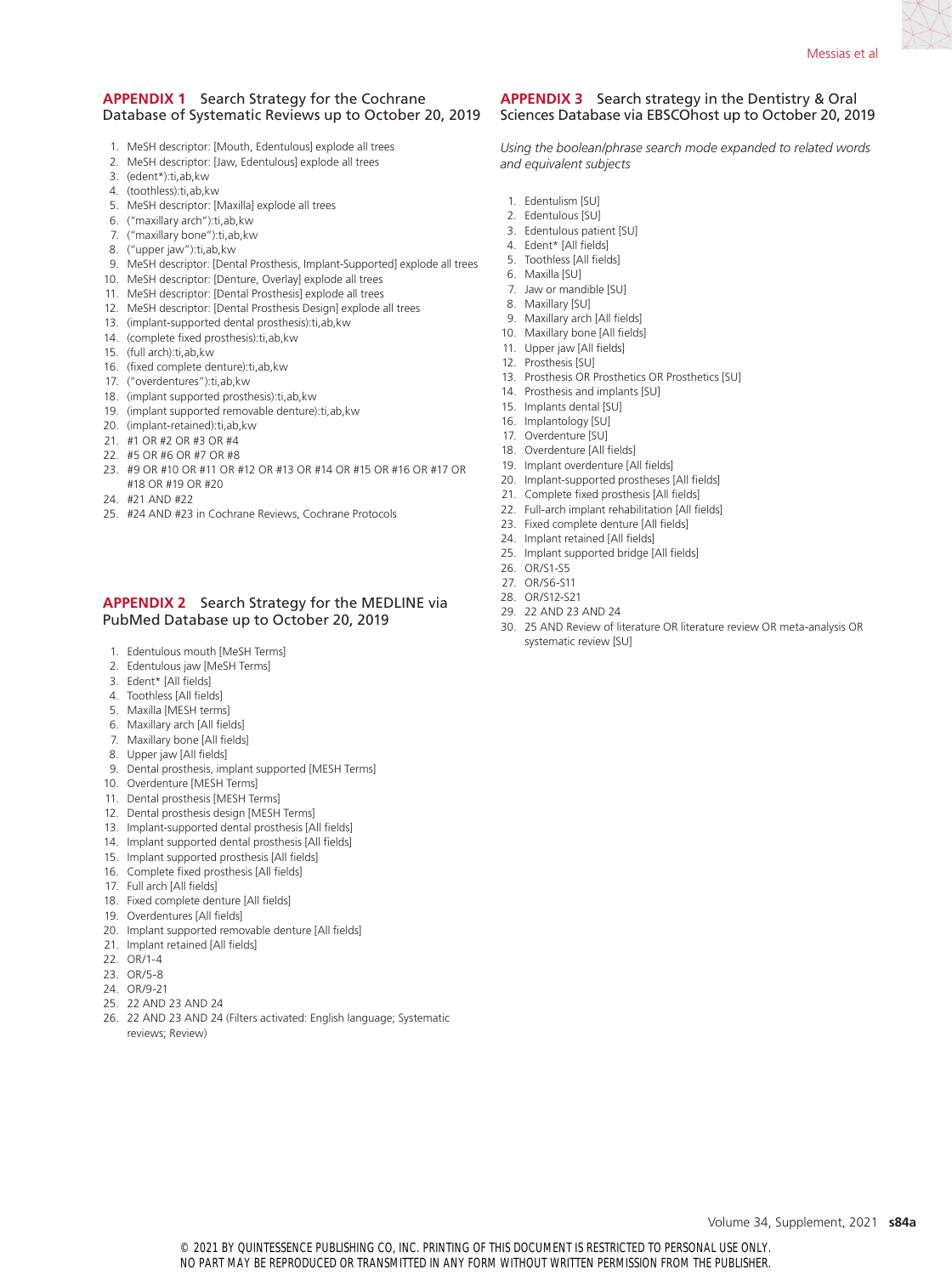## APPENDIX 1 Search Strategy for the Cochrane Database of Systematic Reviews up to October 20, 2019

1. MeSH descriptor: [Mouth, Edentulous] explode all trees
2. MeSH descriptor: [Jaw, Edentulous] explode all trees
3. (edent*):ti,ab,kw
4. (toothless):ti,ab,kw
5. MeSH descriptor: [Maxilla] explode all trees
6. ("maxillary arch"):ti,ab,kw
7. ("maxillary bone"):ti,ab,kw
8. ("upper jaw"):ti,ab,kw
9. MeSH descriptor: [Dental Prosthesis, Implant-Supported] explode all trees
10. MeSH descriptor: [Denture, Overlay] explode all trees
11. MeSH descriptor: [Dental Prosthesis] explode all trees
12. MeSH descriptor: [Dental Prosthesis Design] explode all trees
13. (implant-supported dental prosthesis):ti,ab,kw
14. (complete fixed prosthesis):ti,ab,kw
15. (full arch):ti,ab,kw
16. (fixed complete denture):ti,ab,kw
17. ("overdentures"):ti,ab,kw
18. (implant supported prosthesis):ti,ab,kw
19. (implant supported removable denture):ti,ab,kw
20. (implant-retained):ti,ab,kw
21. #1 OR #2 OR #3 OR #4
22. #5 OR #6 OR #7 OR #8
23. #9 OR #10 OR #11 OR #12 OR #13 OR #14 OR #15 OR #16 OR #17 OR #18 OR #19 OR #20
24. #21 AND #22
25. #24 AND #23 in Cochrane Reviews, Cochrane Protocols

## APPENDIX 2 Search Strategy for the MEDLINE via PubMed Database up to October 20, 2019

1. Edentulous mouth [MeSH Terms]
2. Edentulous jaw [MeSH Terms]
3. Edent* [All fields]
4. Toothless [All fields]
5. Maxilla [MESH terms]
6. Maxillary arch [All fields]
7. Maxillary bone [All fields]
8. Upper jaw [All fields]
9. Dental prosthesis, implant supported [MESH Terms]
10. Overdenture [MESH Terms]
11. Dental prosthesis [MESH Terms]
12. Dental prosthesis design [MESH Terms]
13. Implant-supported dental prosthesis [All fields]
14. Implant supported dental prosthesis [All fields]
15. Implant supported prosthesis [All fields]
16. Complete fixed prosthesis [All fields]
17. Full arch [All fields]
18. Fixed complete denture [All fields]
19. Overdentures [All fields]
20. Implant supported removable denture [All fields]
21. Implant retained [All fields]
22. OR/1-4
23. OR/5-8
24. OR/9-21
25. 22 AND 23 AND 24
26. 22 AND 23 AND 24 (Filters activated: English language; Systematic reviews; Review)

## APPENDIX 3 Search strategy in the Dentistry & Oral Sciences Database via EBSCOhost up to October 20, 2019

*Using the boolean/phrase search mode expanded to related words and equivalent subjects*

1. Edentulism [SU]
2. Edentulous [SU]
3. Edentulous patient [SU]
4. Edent* [All fields]
5. Toothless [All fields]
6. Maxilla [SU]
7. Jaw or mandible [SU]
8. Maxillary [SU]
9. Maxillary arch [All fields]
10. Maxillary bone [All fields]
11. Upper jaw [All fields]
12. Prosthesis [SU]
13. Prosthesis OR Prosthetics OR Prosthetics [SU]
14. Prosthesis and implants [SU]
15. Implants dental [SU]
16. Implantology [SU]
17. Overdenture [SU]
18. Overdenture [All fields]
19. Implant overdenture [All fields]
20. Implant-supported prostheses [All fields]
21. Complete fixed prosthesis [All fields]
22. Full-arch implant rehabilitation [All fields]
23. Fixed complete denture [All fields]
24. Implant retained [All fields]
25. Implant supported bridge [All fields]
26. OR/S1-S5
27. OR/S6-S11
28. OR/S12-S21
29. 22 AND 23 AND 24
30. 25 AND Review of literature OR literature review OR meta-analysis OR systematic review [SU]

© 2021 BY QUINTESSENCE PUBLISHING CO, INC. PRINTING OF THIS DOCUMENT IS RESTRICTED TO PERSONAL USE ONLY. NO PART MAY BE REPRODUCED OR TRANSMITTED IN ANY FORM WITHOUT WRITTEN PERMISSION FROM THE PUBLISHER.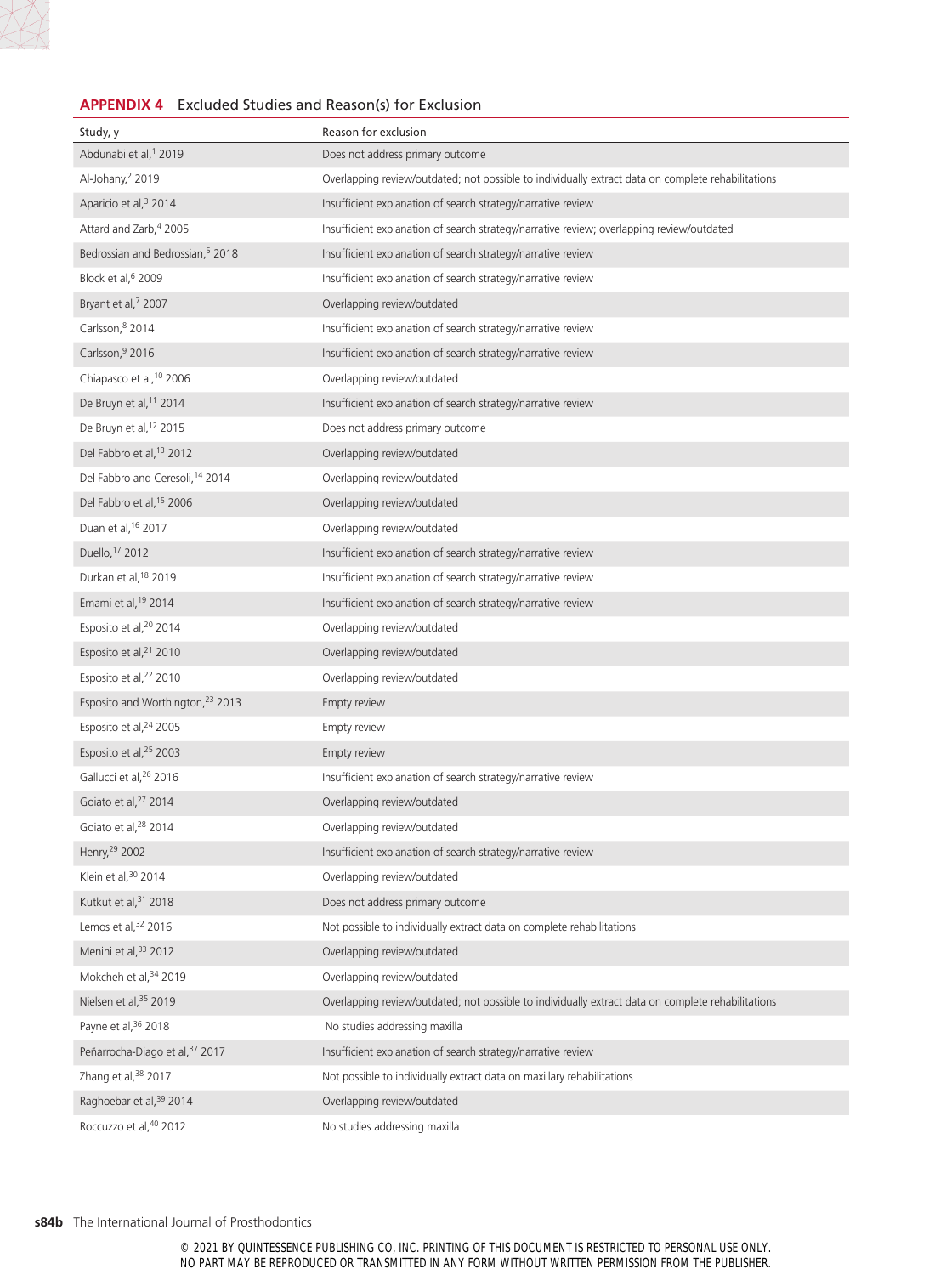**APPENDIX 4** Excluded Studies and Reason(s) for Exclusion

| Study, y | Reason for exclusion |
|---|---|
| Abdunabi et al,[1] 2019 | Does not address primary outcome |
| Al-Johany,[2] 2019 | Overlapping review/outdated; not possible to individually extract data on complete rehabilitations |
| Aparicio et al,[3] 2014 | Insufficient explanation of search strategy/narrative review |
| Attard and Zarb,[4] 2005 | Insufficient explanation of search strategy/narrative review; overlapping review/outdated |
| Bedrossian and Bedrossian,[5] 2018 | Insufficient explanation of search strategy/narrative review |
| Block et al,[6] 2009 | Insufficient explanation of search strategy/narrative review |
| Bryant et al,[7] 2007 | Overlapping review/outdated |
| Carlsson,[8] 2014 | Insufficient explanation of search strategy/narrative review |
| Carlsson,[9] 2016 | Insufficient explanation of search strategy/narrative review |
| Chiapasco et al,[10] 2006 | Overlapping review/outdated |
| De Bruyn et al,[11] 2014 | Insufficient explanation of search strategy/narrative review |
| De Bruyn et al,[12] 2015 | Does not address primary outcome |
| Del Fabbro et al,[13] 2012 | Overlapping review/outdated |
| Del Fabbro and Ceresoli,[14] 2014 | Overlapping review/outdated |
| Del Fabbro et al,[15] 2006 | Overlapping review/outdated |
| Duan et al,[16] 2017 | Overlapping review/outdated |
| Duello,[17] 2012 | Insufficient explanation of search strategy/narrative review |
| Durkan et al,[18] 2019 | Insufficient explanation of search strategy/narrative review |
| Emami et al,[19] 2014 | Insufficient explanation of search strategy/narrative review |
| Esposito et al,[20] 2014 | Overlapping review/outdated |
| Esposito et al,[21] 2010 | Overlapping review/outdated |
| Esposito et al,[22] 2010 | Overlapping review/outdated |
| Esposito and Worthington,[23] 2013 | Empty review |
| Esposito et al,[24] 2005 | Empty review |
| Esposito et al,[25] 2003 | Empty review |
| Gallucci et al,[26] 2016 | Insufficient explanation of search strategy/narrative review |
| Goiato et al,[27] 2014 | Overlapping review/outdated |
| Goiato et al,[28] 2014 | Overlapping review/outdated |
| Henry,[29] 2002 | Insufficient explanation of search strategy/narrative review |
| Klein et al,[30] 2014 | Overlapping review/outdated |
| Kutkut et al,[31] 2018 | Does not address primary outcome |
| Lemos et al,[32] 2016 | Not possible to individually extract data on complete rehabilitations |
| Menini et al,[33] 2012 | Overlapping review/outdated |
| Mokcheh et al,[34] 2019 | Overlapping review/outdated |
| Nielsen et al,[35] 2019 | Overlapping review/outdated; not possible to individually extract data on complete rehabilitations |
| Payne et al,[36] 2018 | No studies addressing maxilla |
| Peñarrocha-Diago et al,[37] 2017 | Insufficient explanation of search strategy/narrative review |
| Zhang et al,[38] 2017 | Not possible to individually extract data on maxillary rehabilitations |
| Raghoebar et al,[39] 2014 | Overlapping review/outdated |
| Roccuzzo et al,[40] 2012 | No studies addressing maxilla |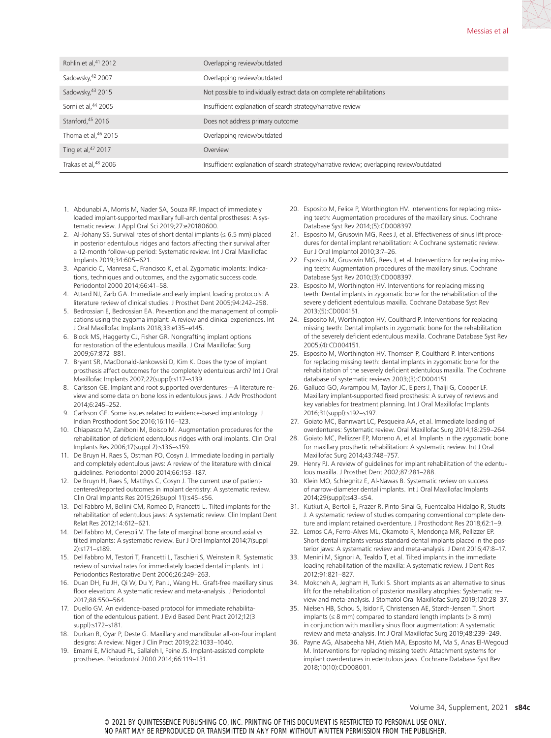| | |
|---|---|
| Rohlin et al,[41] 2012 | Overlapping review/outdated |
| Sadowsky,[42] 2007 | Overlapping review/outdated |
| Sadowsky,[43] 2015 | Not possible to individually extract data on complete rehabilitations |
| Sorni et al,[44] 2005 | Insufficient explanation of search strategy/narrative review |
| Stanford,[45] 2016 | Does not address primary outcome |
| Thoma et al,[46] 2015 | Overlapping review/outdated |
| Ting et al,[47] 2017 | Overview |
| Trakas et al,[48] 2006 | Insufficient explanation of search strategy/narrative review; overlapping review/outdated |

1. Abdunabi A, Morris M, Nader SA, Souza RF. Impact of immediately loaded implant-supported maxillary full-arch dental prostheses: A systematic review. J Appl Oral Sci 2019;27:e20180600.
2. Al-Johany SS. Survival rates of short dental implants (≤ 6.5 mm) placed in posterior edentulous ridges and factors affecting their survival after a 12-month follow-up period: Systematic review. Int J Oral Maxillofac Implants 2019;34:605–621.
3. Aparicio C, Manresa C, Francisco K, et al. Zygomatic implants: Indications, techniques and outcomes, and the zygomatic success code. Periodontol 2000 2014;66:41–58.
4. Attard NJ, Zarb GA. Immediate and early implant loading protocols: A literature review of clinical studies. J Prosthet Dent 2005;94:242–258.
5. Bedrossian E, Bedrossian EA. Prevention and the management of complications using the zygoma implant: A review and clinical experiences. Int J Oral Maxillofac Implants 2018;33:e135–e145.
6. Block MS, Haggerty CJ, Fisher GR. Nongrafting implant options for restoration of the edentulous maxilla. J Oral Maxillofac Surg 2009;67:872–881.
7. Bryant SR, MacDonald-Jankowski D, Kim K. Does the type of implant prosthesis affect outcomes for the completely edentulous arch? Int J Oral Maxillofac Implants 2007;22(suppl):s117–s139.
8. Carlsson GE. Implant and root supported overdentures—A literature review and some data on bone loss in edentulous jaws. J Adv Prosthodont 2014;6:245–252.
9. Carlsson GE. Some issues related to evidence-based implantology. J Indian Prosthodont Soc 2016;16:116–123.
10. Chiapasco M, Zaniboni M, Boisco M. Augmentation procedures for the rehabilitation of deficient edentulous ridges with oral implants. Clin Oral Implants Res 2006;17(suppl 2):s136–s159.
11. De Bruyn H, Raes S, Ostman PO, Cosyn J. Immediate loading in partially and completely edentulous jaws: A review of the literature with clinical guidelines. Periodontol 2000 2014;66:153–187.
12. De Bruyn H, Raes S, Matthys C, Cosyn J. The current use of patient-centered/reported outcomes in implant dentistry: A systematic review. Clin Oral Implants Res 2015;26(suppl 11):s45–s56.
13. Del Fabbro M, Bellini CM, Romeo D, Francetti L. Tilted implants for the rehabilitation of edentulous jaws: A systematic review. Clin Implant Dent Relat Res 2012;14:612–621.
14. Del Fabbro M, Ceresoli V. The fate of marginal bone around axial vs tilted implants: A systematic review. Eur J Oral Implantol 2014;7(suppl 2):s171–s189.
15. Del Fabbro M, Testori T, Francetti L, Taschieri S, Weinstein R. Systematic review of survival rates for immediately loaded dental implants. Int J Periodontics Restorative Dent 2006;26:249–263.
16. Duan DH, Fu JH, Qi W, Du Y, Pan J, Wang HL. Graft-free maxillary sinus floor elevation: A systematic review and meta-analysis. J Periodontol 2017;88:550–564.
17. Duello GV. An evidence-based protocol for immediate rehabilitation of the edentulous patient. J Evid Based Dent Pract 2012;12(3 suppl):s172–s181.
18. Durkan R, Oyar P, Deste G. Maxillary and mandibular all-on-four implant designs: A review. Niger J Clin Pract 2019;22:1033–1040.
19. Emami E, Michaud PL, Sallaleh I, Feine JS. Implant-assisted complete prostheses. Periodontol 2000 2014;66:119–131.
20. Esposito M, Felice P, Worthington HV. Interventions for replacing missing teeth: Augmentation procedures of the maxillary sinus. Cochrane Database Syst Rev 2014;(5):CD008397.
21. Esposito M, Grusovin MG, Rees J, et al. Effectiveness of sinus lift procedures for dental implant rehabilitation: A Cochrane systematic review. Eur J Oral Implantol 2010;3:7–26.
22. Esposito M, Grusovin MG, Rees J, et al. Interventions for replacing missing teeth: Augmentation procedures of the maxillary sinus. Cochrane Database Syst Rev 2010;(3):CD008397.
23. Esposito M, Worthington HV. Interventions for replacing missing teeth: Dental implants in zygomatic bone for the rehabilitation of the severely deficient edentulous maxilla. Cochrane Database Syst Rev 2013;(5):CD004151.
24. Esposito M, Worthington HV, Coulthard P. Interventions for replacing missing teeth: Dental implants in zygomatic bone for the rehabilitation of the severely deficient edentulous maxilla. Cochrane Database Syst Rev 2005;(4):CD004151.
25. Esposito M, Worthington HV, Thomsen P, Coulthard P. Interventions for replacing missing teeth: dental implants in zygomatic bone for the rehabilitation of the severely deficient edentulous maxilla. The Cochrane database of systematic reviews 2003;(3):CD004151.
26. Gallucci GO, Avrampou M, Taylor JC, Elpers J, Thalji G, Cooper LF. Maxillary implant-supported fixed prosthesis: A survey of reviews and key variables for treatment planning. Int J Oral Maxillofac Implants 2016;31(suppl):s192–s197.
27. Goiato MC, Bannwart LC, Pesqueira AA, et al. Immediate loading of overdentures: Systematic review. Oral Maxillofac Surg 2014;18:259–264.
28. Goiato MC, Pellizzer EP, Moreno A, et al. Implants in the zygomatic bone for maxillary prosthetic rehabilitation: A systematic review. Int J Oral Maxillofac Surg 2014;43:748–757.
29. Henry PJ. A review of guidelines for implant rehabilitation of the edentulous maxilla. J Prosthet Dent 2002;87:281–288.
30. Klein MO, Schiegnitz E, Al-Nawas B. Systematic review on success of narrow-diameter dental implants. Int J Oral Maxillofac Implants 2014;29(suppl):s43–s54.
31. Kutkut A, Bertoli E, Frazer R, Pinto-Sinai G, Fuentealba Hidalgo R, Studts J. A systematic review of studies comparing conventional complete denture and implant retained overdenture. J Prosthodont Res 2018;62:1–9.
32. Lemos CA, Ferro-Alves ML, Okamoto R, Mendonça MR, Pellizzer EP. Short dental implants versus standard dental implants placed in the posterior jaws: A systematic review and meta-analysis. J Dent 2016;47:8–17.
33. Menini M, Signori A, Tealdo T, et al. Tilted implants in the immediate loading rehabilitation of the maxilla: A systematic review. J Dent Res 2012;91:821–827.
34. Mokcheh A, Jegham H, Turki S. Short implants as an alternative to sinus lift for the rehabilitation of posterior maxillary atrophies: Systematic review and meta-analysis. J Stomatol Oral Maxillofac Surg 2019;120:28–37.
35. Nielsen HB, Schou S, Isidor F, Christensen AE, Starch-Jensen T. Short implants (≤ 8 mm) compared to standard length implants (> 8 mm) in conjunction with maxillary sinus floor augmentation: A systematic review and meta-analysis. Int J Oral Maxillofac Surg 2019;48:239–249.
36. Payne AG, Alsabeeha NH, Atieh MA, Esposito M, Ma S, Anas El-Wegoud M. Interventions for replacing missing teeth: Attachment systems for implant overdentures in edentulous jaws. Cochrane Database Syst Rev 2018;10(10):CD008001.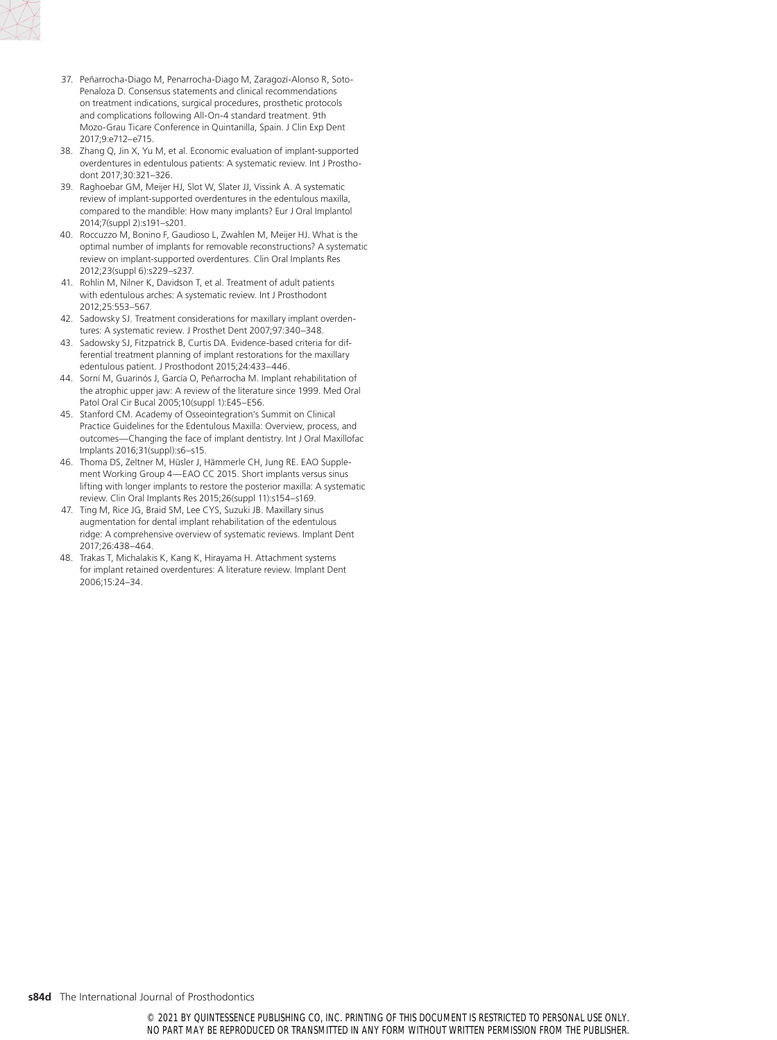37. Peñarrocha-Diago M, Penarrocha-Diago M, Zaragozí-Alonso R, Soto-Penaloza D. Consensus statements and clinical recommendations on treatment indications, surgical procedures, prosthetic protocols and complications following All-On-4 standard treatment. 9th Mozo-Grau Ticare Conference in Quintanilla, Spain. J Clin Exp Dent 2017;9:e712–e715.
38. Zhang Q, Jin X, Yu M, et al. Economic evaluation of implant-supported overdentures in edentulous patients: A systematic review. Int J Prosthodont 2017;30:321–326.
39. Raghoebar GM, Meijer HJ, Slot W, Slater JJ, Vissink A. A systematic review of implant-supported overdentures in the edentulous maxilla, compared to the mandible: How many implants? Eur J Oral Implantol 2014;7(suppl 2):s191–s201.
40. Roccuzzo M, Bonino F, Gaudioso L, Zwahlen M, Meijer HJ. What is the optimal number of implants for removable reconstructions? A systematic review on implant-supported overdentures. Clin Oral Implants Res 2012;23(suppl 6):s229–s237.
41. Rohlin M, Nilner K, Davidson T, et al. Treatment of adult patients with edentulous arches: A systematic review. Int J Prosthodont 2012;25:553–567.
42. Sadowsky SJ. Treatment considerations for maxillary implant overdentures: A systematic review. J Prosthet Dent 2007;97:340–348.
43. Sadowsky SJ, Fitzpatrick B, Curtis DA. Evidence-based criteria for differential treatment planning of implant restorations for the maxillary edentulous patient. J Prosthodont 2015;24:433–446.
44. Sorní M, Guarinós J, García O, Peñarrocha M. Implant rehabilitation of the atrophic upper jaw: A review of the literature since 1999. Med Oral Patol Oral Cir Bucal 2005;10(suppl 1):E45–E56.
45. Stanford CM. Academy of Osseointegration's Summit on Clinical Practice Guidelines for the Edentulous Maxilla: Overview, process, and outcomes—Changing the face of implant dentistry. Int J Oral Maxillofac Implants 2016;31(suppl):s6–s15.
46. Thoma DS, Zeltner M, Hüsler J, Hämmerle CH, Jung RE. EAO Supplement Working Group 4—EAO CC 2015. Short implants versus sinus lifting with longer implants to restore the posterior maxilla: A systematic review. Clin Oral Implants Res 2015;26(suppl 11):s154–s169.
47. Ting M, Rice JG, Braid SM, Lee CYS, Suzuki JB. Maxillary sinus augmentation for dental implant rehabilitation of the edentulous ridge: A comprehensive overview of systematic reviews. Implant Dent 2017;26:438–464.
48. Trakas T, Michalakis K, Kang K, Hirayama H. Attachment systems for implant retained overdentures: A literature review. Implant Dent 2006;15:24–34.